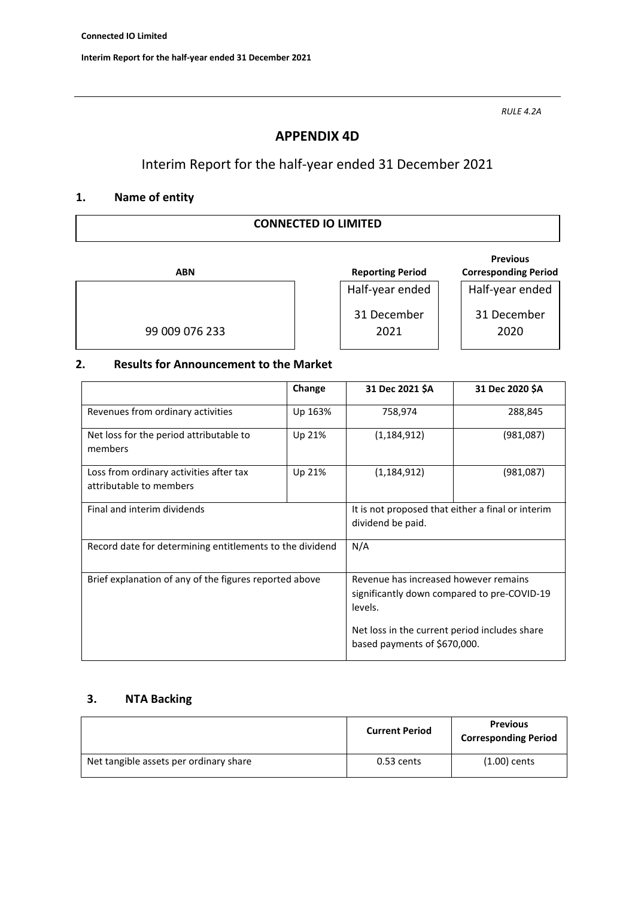*RULE 4.2A*

# APPENDIX 4D

## Interim Report for the half-year ended 31 December 2021

### 1. Name of entity

**CONNECTED IO LIMITED**

| ABN | Reporting Period | Previous Corresponding Period |
|---|---|---|
| 99 009 076 233 | Half-year ended 31 December 2021 | Half-year ended 31 December 2020 |

### 2. Results for Announcement to the Market

| | Change | 31 Dec 2021 $A | 31 Dec 2020 $A |
|---|---|---|---|
| Revenues from ordinary activities | Up 163% | 758,974 | 288,845 |
| Net loss for the period attributable to members | Up 21% | (1,184,912) | (981,087) |
| Loss from ordinary activities after tax attributable to members | Up 21% | (1,184,912) | (981,087) |
| Final and interim dividends | | It is not proposed that either a final or interim dividend be paid. | |
| Record date for determining entitlements to the dividend | | N/A | |
| Brief explanation of any of the figures reported above | | Revenue has increased however remains significantly down compared to pre-COVID-19 levels. Net loss in the current period includes share based payments of $670,000. | |

### 3. NTA Backing

| | Current Period | Previous Corresponding Period |
|---|---|---|
| Net tangible assets per ordinary share | 0.53 cents | (1.00) cents |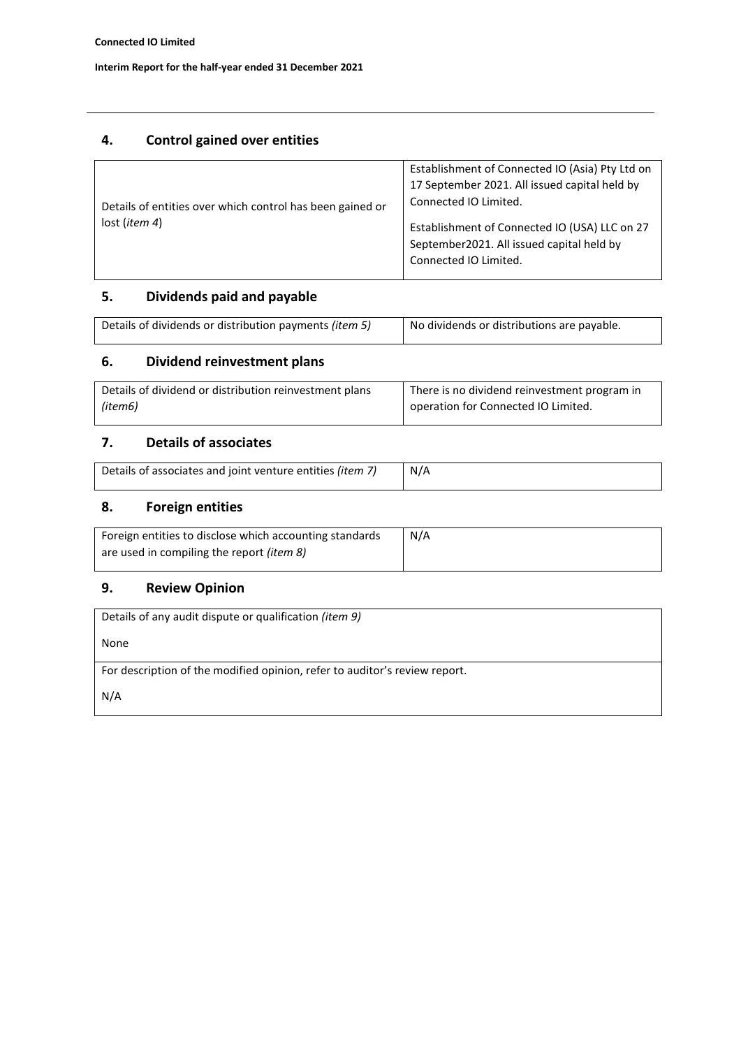## 4. Control gained over entities

| | |
|---|---|
| Details of entities over which control has been gained or lost (*item 4*) | Establishment of Connected IO (Asia) Pty Ltd on 17 September 2021. All issued capital held by Connected IO Limited.<br><br>Establishment of Connected IO (USA) LLC on 27 September2021. All issued capital held by Connected IO Limited. |

## 5. Dividends paid and payable

| | |
|---|---|
| Details of dividends or distribution payments *(item 5)* | No dividends or distributions are payable. |

## 6. Dividend reinvestment plans

| | |
|---|---|
| Details of dividend or distribution reinvestment plans *(item6)* | There is no dividend reinvestment program in operation for Connected IO Limited. |

## 7. Details of associates

| | |
|---|---|
| Details of associates and joint venture entities *(item 7)* | N/A |

## 8. Foreign entities

| | |
|---|---|
| Foreign entities to disclose which accounting standards are used in compiling the report *(item 8)* | N/A |

## 9. Review Opinion

| |
|---|
| Details of any audit dispute or qualification *(item 9)*<br><br>None |
| For description of the modified opinion, refer to auditor's review report.<br><br>N/A |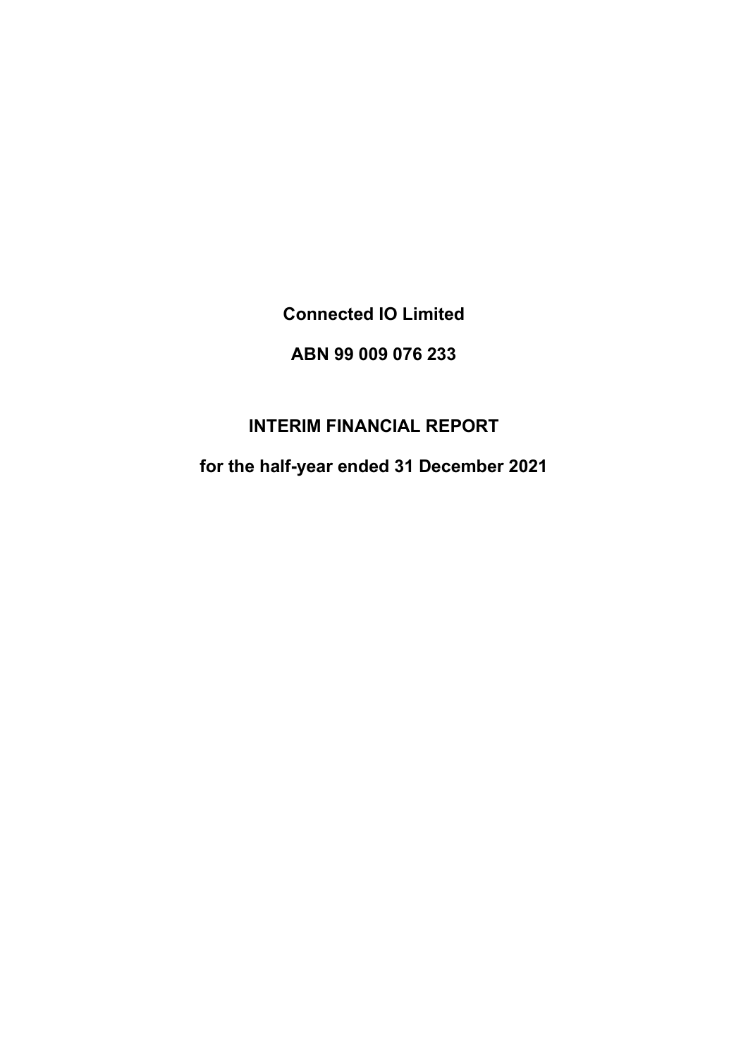**Connected IO Limited**

**ABN 99 009 076 233**

# INTERIM FINANCIAL REPORT

**for the half-year ended 31 December 2021**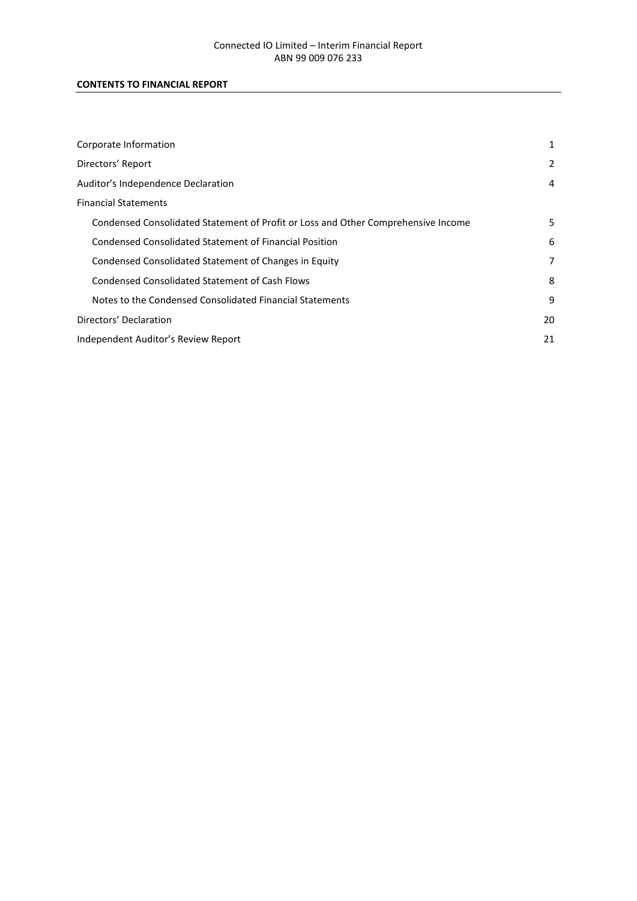## CONTENTS TO FINANCIAL REPORT

| | |
|---|---|
| Corporate Information | 1 |
| Directors' Report | 2 |
| Auditor's Independence Declaration | 4 |
| Financial Statements | |
| Condensed Consolidated Statement of Profit or Loss and Other Comprehensive Income | 5 |
| Condensed Consolidated Statement of Financial Position | 6 |
| Condensed Consolidated Statement of Changes in Equity | 7 |
| Condensed Consolidated Statement of Cash Flows | 8 |
| Notes to the Condensed Consolidated Financial Statements | 9 |
| Directors' Declaration | 20 |
| Independent Auditor's Review Report | 21 |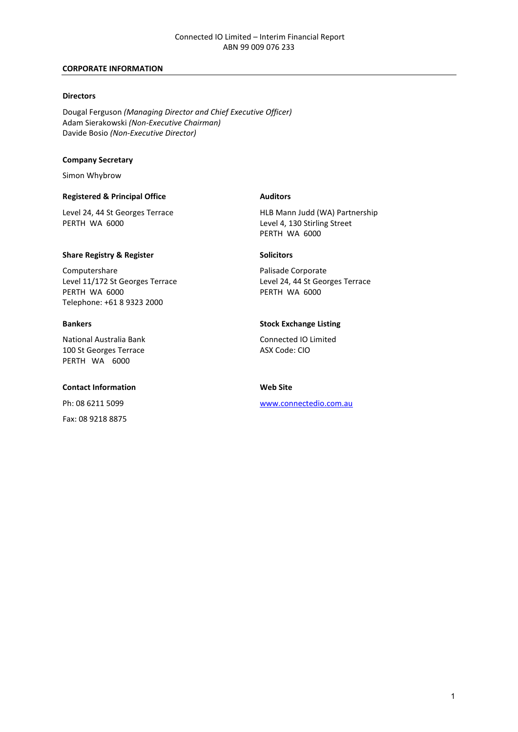## CORPORATE INFORMATION

### Directors

Dougal Ferguson *(Managing Director and Chief Executive Officer)*
Adam Sierakowski *(Non-Executive Chairman)*
Davide Bosio *(Non-Executive Director)*

### Company Secretary

Simon Whybrow

### Registered & Principal Office

Level 24, 44 St Georges Terrace
PERTH WA 6000

### Share Registry & Register

Computershare
Level 11/172 St Georges Terrace
PERTH WA 6000
Telephone: +61 8 9323 2000

### Bankers

National Australia Bank
100 St Georges Terrace
PERTH WA 6000

### Contact Information

Ph: 08 6211 5099

Fax: 08 9218 8875

### Auditors

HLB Mann Judd (WA) Partnership
Level 4, 130 Stirling Street
PERTH WA 6000

### Solicitors

Palisade Corporate
Level 24, 44 St Georges Terrace
PERTH WA 6000

### Stock Exchange Listing

Connected IO Limited
ASX Code: CIO

### Web Site

www.connectedio.com.au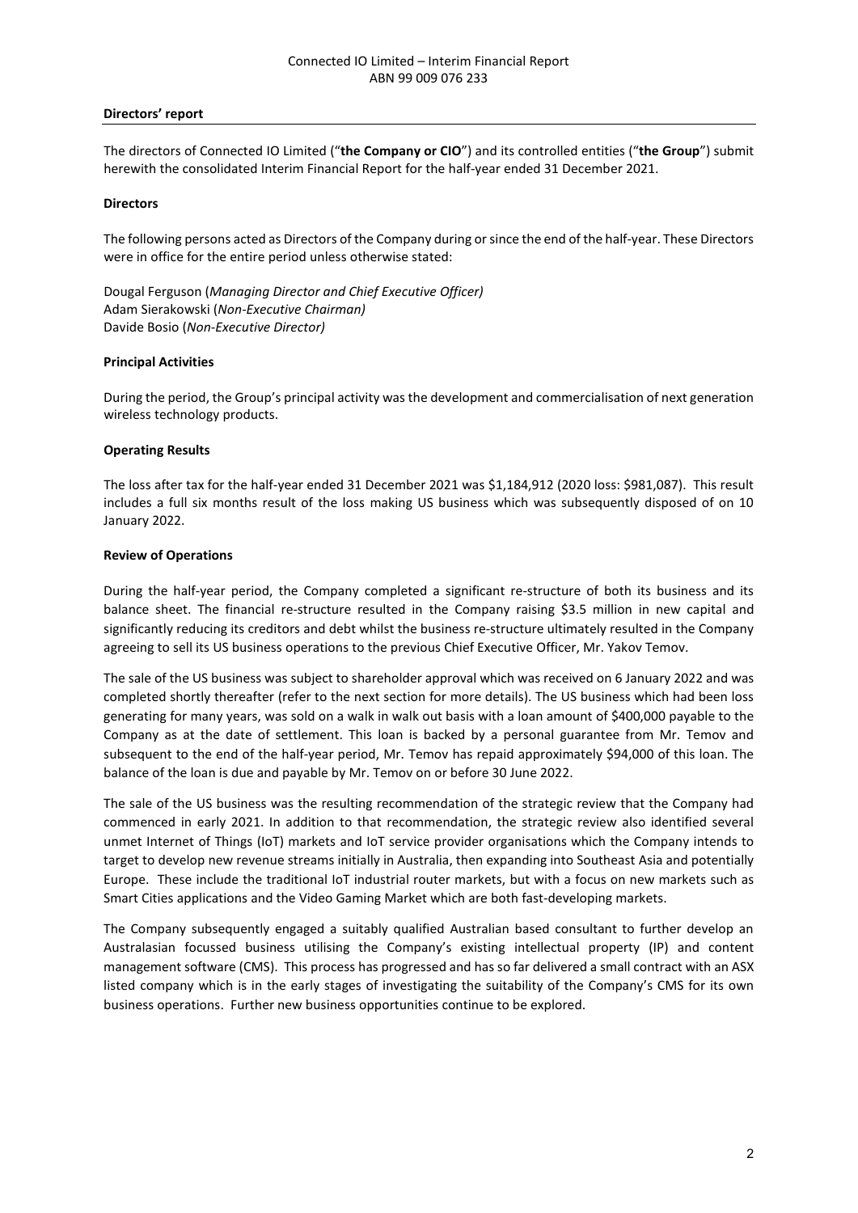## Directors' report

The directors of Connected IO Limited ("**the Company or CIO**") and its controlled entities ("**the Group**") submit herewith the consolidated Interim Financial Report for the half-year ended 31 December 2021.

### Directors

The following persons acted as Directors of the Company during or since the end of the half-year. These Directors were in office for the entire period unless otherwise stated:

Dougal Ferguson (*Managing Director and Chief Executive Officer)*
Adam Sierakowski (*Non-Executive Chairman)*
Davide Bosio (*Non-Executive Director)*

### Principal Activities

During the period, the Group's principal activity was the development and commercialisation of next generation wireless technology products.

### Operating Results

The loss after tax for the half-year ended 31 December 2021 was $1,184,912 (2020 loss: $981,087). This result includes a full six months result of the loss making US business which was subsequently disposed of on 10 January 2022.

### Review of Operations

During the half-year period, the Company completed a significant re-structure of both its business and its balance sheet. The financial re-structure resulted in the Company raising $3.5 million in new capital and significantly reducing its creditors and debt whilst the business re-structure ultimately resulted in the Company agreeing to sell its US business operations to the previous Chief Executive Officer, Mr. Yakov Temov.

The sale of the US business was subject to shareholder approval which was received on 6 January 2022 and was completed shortly thereafter (refer to the next section for more details). The US business which had been loss generating for many years, was sold on a walk in walk out basis with a loan amount of $400,000 payable to the Company as at the date of settlement. This loan is backed by a personal guarantee from Mr. Temov and subsequent to the end of the half-year period, Mr. Temov has repaid approximately $94,000 of this loan. The balance of the loan is due and payable by Mr. Temov on or before 30 June 2022.

The sale of the US business was the resulting recommendation of the strategic review that the Company had commenced in early 2021. In addition to that recommendation, the strategic review also identified several unmet Internet of Things (IoT) markets and IoT service provider organisations which the Company intends to target to develop new revenue streams initially in Australia, then expanding into Southeast Asia and potentially Europe. These include the traditional IoT industrial router markets, but with a focus on new markets such as Smart Cities applications and the Video Gaming Market which are both fast-developing markets.

The Company subsequently engaged a suitably qualified Australian based consultant to further develop an Australasian focussed business utilising the Company's existing intellectual property (IP) and content management software (CMS). This process has progressed and has so far delivered a small contract with an ASX listed company which is in the early stages of investigating the suitability of the Company's CMS for its own business operations. Further new business opportunities continue to be explored.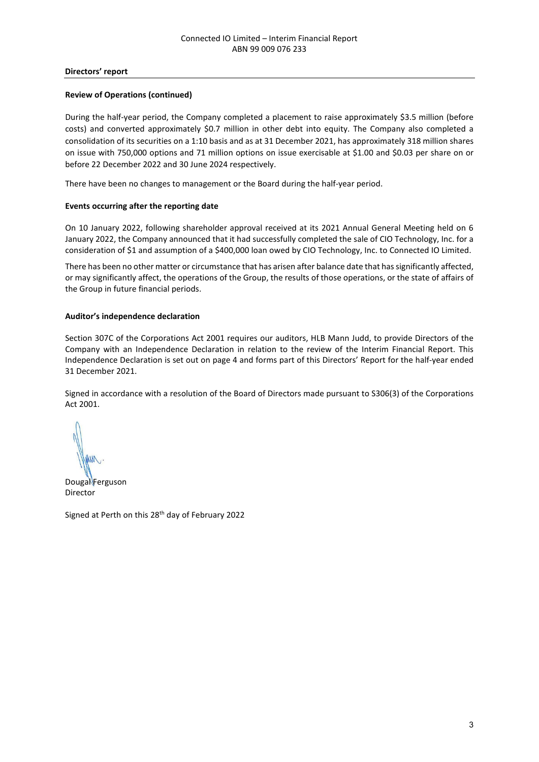## Directors' report

### Review of Operations (continued)

During the half-year period, the Company completed a placement to raise approximately $3.5 million (before costs) and converted approximately $0.7 million in other debt into equity. The Company also completed a consolidation of its securities on a 1:10 basis and as at 31 December 2021, has approximately 318 million shares on issue with 750,000 options and 71 million options on issue exercisable at $1.00 and $0.03 per share on or before 22 December 2022 and 30 June 2024 respectively.

There have been no changes to management or the Board during the half-year period.

### Events occurring after the reporting date

On 10 January 2022, following shareholder approval received at its 2021 Annual General Meeting held on 6 January 2022, the Company announced that it had successfully completed the sale of CIO Technology, Inc. for a consideration of $1 and assumption of a $400,000 loan owed by CIO Technology, Inc. to Connected IO Limited.

There has been no other matter or circumstance that has arisen after balance date that has significantly affected, or may significantly affect, the operations of the Group, the results of those operations, or the state of affairs of the Group in future financial periods.

### Auditor's independence declaration

Section 307C of the Corporations Act 2001 requires our auditors, HLB Mann Judd, to provide Directors of the Company with an Independence Declaration in relation to the review of the Interim Financial Report. This Independence Declaration is set out on page 4 and forms part of this Directors' Report for the half-year ended 31 December 2021.

Signed in accordance with a resolution of the Board of Directors made pursuant to S306(3) of the Corporations Act 2001.

Dougal Ferguson
Director

Signed at Perth on this 28th day of February 2022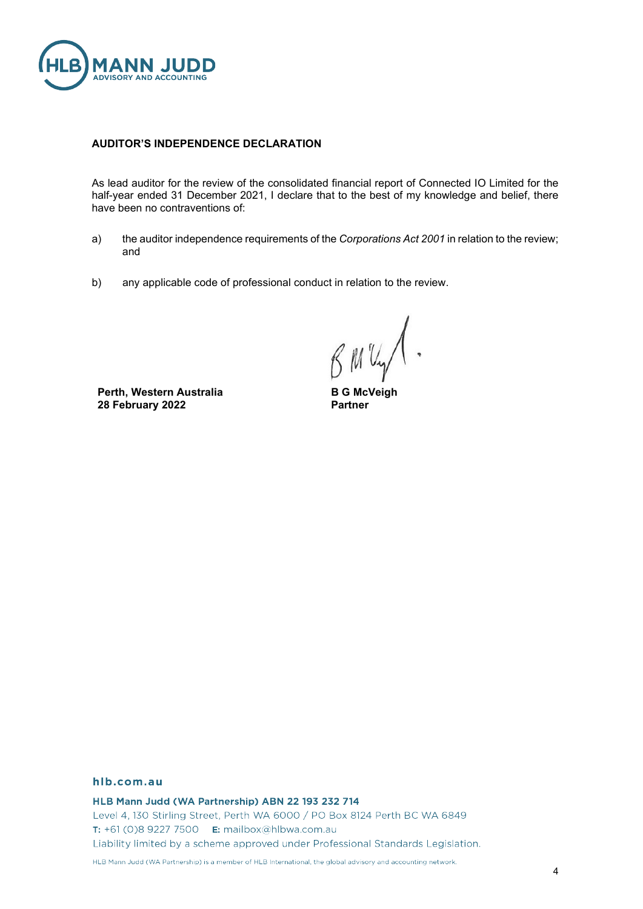## AUDITOR'S INDEPENDENCE DECLARATION

As lead auditor for the review of the consolidated financial report of Connected IO Limited for the half-year ended 31 December 2021, I declare that to the best of my knowledge and belief, there have been no contraventions of:

a) the auditor independence requirements of the *Corporations Act 2001* in relation to the review; and

b) any applicable code of professional conduct in relation to the review.

**Perth, Western Australia**
**28 February 2022**

**B G McVeigh**
**Partner**

hlb.com.au

**HLB Mann Judd (WA Partnership) ABN 22 193 232 714**
Level 4, 130 Stirling Street, Perth WA 6000 / PO Box 8124 Perth BC WA 6849
**T:** +61 (0)8 9227 7500 **E:** mailbox@hlbwa.com.au
Liability limited by a scheme approved under Professional Standards Legislation.

HLB Mann Judd (WA Partnership) is a member of HLB International, the global advisory and accounting network.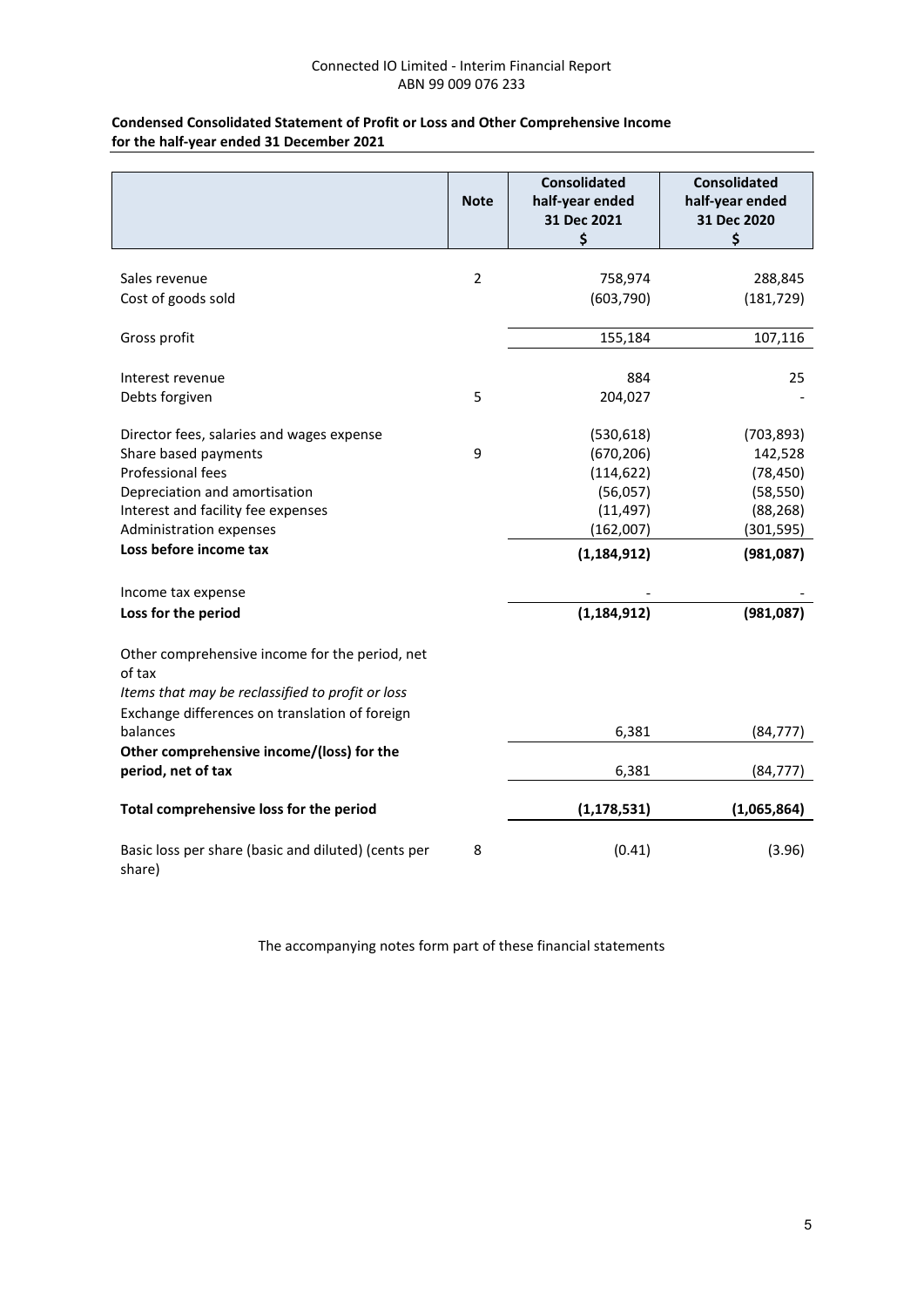## Condensed Consolidated Statement of Profit or Loss and Other Comprehensive Income for the half-year ended 31 December 2021

| | Note | Consolidated half-year ended 31 Dec 2021 $ | Consolidated half-year ended 31 Dec 2020 $ |
|---|---|---|---|
| Sales revenue | 2 | 758,974 | 288,845 |
| Cost of goods sold | | (603,790) | (181,729) |
| Gross profit | | 155,184 | 107,116 |
| Interest revenue | | 884 | 25 |
| Debts forgiven | 5 | 204,027 | - |
| Director fees, salaries and wages expense | | (530,618) | (703,893) |
| Share based payments | 9 | (670,206) | 142,528 |
| Professional fees | | (114,622) | (78,450) |
| Depreciation and amortisation | | (56,057) | (58,550) |
| Interest and facility fee expenses | | (11,497) | (88,268) |
| Administration expenses | | (162,007) | (301,595) |
| **Loss before income tax** | | **(1,184,912)** | **(981,087)** |
| Income tax expense | | - | - |
| **Loss for the period** | | **(1,184,912)** | **(981,087)** |
| Other comprehensive income for the period, net of tax | | | |
| *Items that may be reclassified to profit or loss* | | | |
| Exchange differences on translation of foreign balances | | 6,381 | (84,777) |
| **Other comprehensive income/(loss) for the period, net of tax** | | 6,381 | (84,777) |
| **Total comprehensive loss for the period** | | **(1,178,531)** | **(1,065,864)** |
| Basic loss per share (basic and diluted) (cents per share) | 8 | (0.41) | (3.96) |

The accompanying notes form part of these financial statements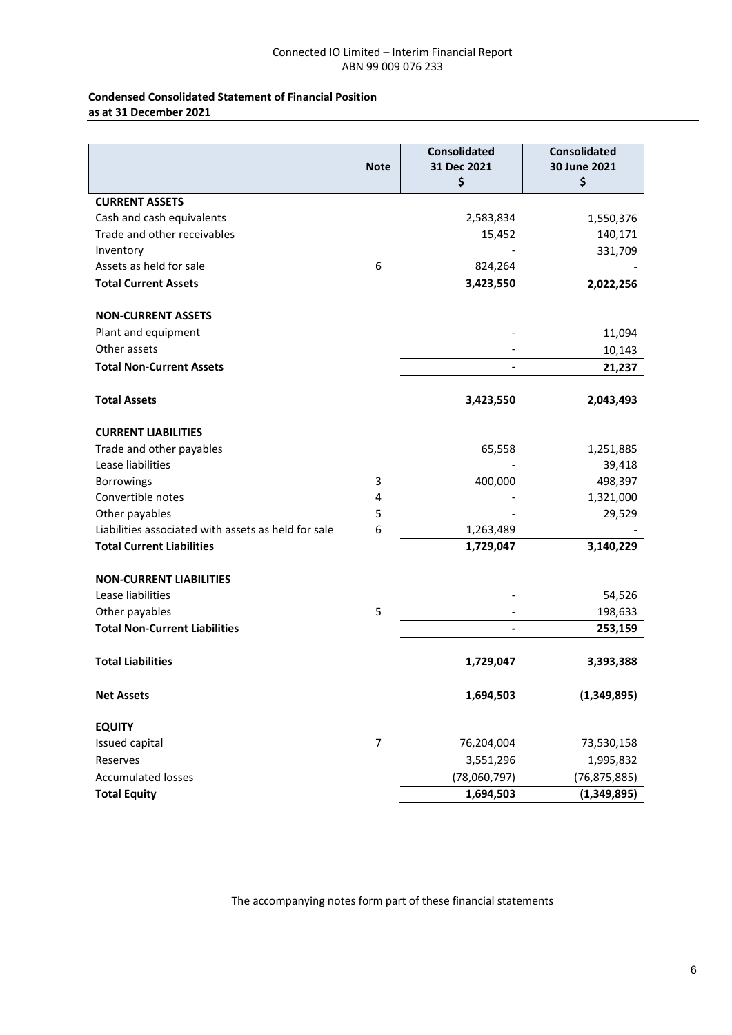**Condensed Consolidated Statement of Financial Position**
**as at 31 December 2021**

| | Note | Consolidated 31 Dec 2021 $ | Consolidated 30 June 2021 $ |
|---|---|---|---|
| **CURRENT ASSETS** | | | |
| Cash and cash equivalents | | 2,583,834 | 1,550,376 |
| Trade and other receivables | | 15,452 | 140,171 |
| Inventory | | - | 331,709 |
| Assets as held for sale | 6 | 824,264 | - |
| **Total Current Assets** | | **3,423,550** | **2,022,256** |
| | | | |
| **NON-CURRENT ASSETS** | | | |
| Plant and equipment | | - | 11,094 |
| Other assets | | - | 10,143 |
| **Total Non-Current Assets** | | **-** | **21,237** |
| | | | |
| **Total Assets** | | **3,423,550** | **2,043,493** |
| | | | |
| **CURRENT LIABILITIES** | | | |
| Trade and other payables | | 65,558 | 1,251,885 |
| Lease liabilities | | - | 39,418 |
| Borrowings | 3 | 400,000 | 498,397 |
| Convertible notes | 4 | - | 1,321,000 |
| Other payables | 5 | - | 29,529 |
| Liabilities associated with assets as held for sale | 6 | 1,263,489 | - |
| **Total Current Liabilities** | | **1,729,047** | **3,140,229** |
| | | | |
| **NON-CURRENT LIABILITIES** | | | |
| Lease liabilities | | - | 54,526 |
| Other payables | 5 | - | 198,633 |
| **Total Non-Current Liabilities** | | **-** | **253,159** |
| | | | |
| **Total Liabilities** | | **1,729,047** | **3,393,388** |
| | | | |
| **Net Assets** | | **1,694,503** | **(1,349,895)** |
| | | | |
| **EQUITY** | | | |
| Issued capital | 7 | 76,204,004 | 73,530,158 |
| Reserves | | 3,551,296 | 1,995,832 |
| Accumulated losses | | (78,060,797) | (76,875,885) |
| **Total Equity** | | **1,694,503** | **(1,349,895)** |

The accompanying notes form part of these financial statements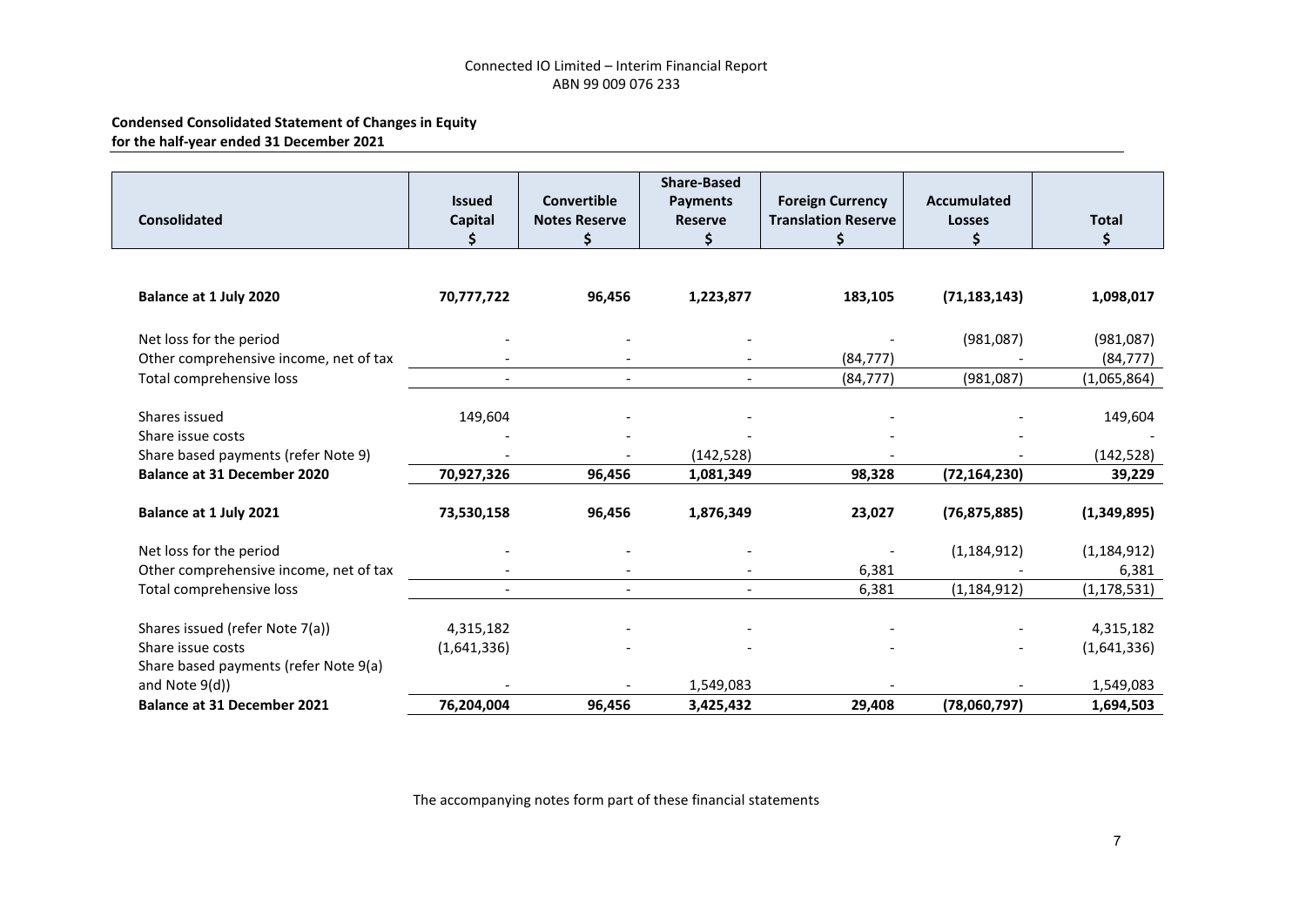**Condensed Consolidated Statement of Changes in Equity**
**for the half-year ended 31 December 2021**

| Consolidated | Issued Capital $ | Convertible Notes Reserve $ | Share-Based Payments Reserve $ | Foreign Currency Translation Reserve $ | Accumulated Losses $ | Total $ |
|---|---|---|---|---|---|---|
| **Balance at 1 July 2020** | **70,777,722** | **96,456** | **1,223,877** | **183,105** | **(71,183,143)** | **1,098,017** |
| Net loss for the period | - | - | - | - | (981,087) | (981,087) |
| Other comprehensive income, net of tax | - | - | - | (84,777) | - | (84,777) |
| Total comprehensive loss | - | - | - | (84,777) | (981,087) | (1,065,864) |
| Shares issued | 149,604 | - | - | - | - | 149,604 |
| Share issue costs | - | - | - | - | - | - |
| Share based payments (refer Note 9) | - | - | (142,528) | - | - | (142,528) |
| **Balance at 31 December 2020** | **70,927,326** | **96,456** | **1,081,349** | **98,328** | **(72,164,230)** | **39,229** |
| **Balance at 1 July 2021** | **73,530,158** | **96,456** | **1,876,349** | **23,027** | **(76,875,885)** | **(1,349,895)** |
| Net loss for the period | - | - | - | - | (1,184,912) | (1,184,912) |
| Other comprehensive income, net of tax | - | - | - | 6,381 | - | 6,381 |
| Total comprehensive loss | - | - | - | 6,381 | (1,184,912) | (1,178,531) |
| Shares issued (refer Note 7(a)) | 4,315,182 | - | - | - | - | 4,315,182 |
| Share issue costs | (1,641,336) | - | - | - | - | (1,641,336) |
| Share based payments (refer Note 9(a) and Note 9(d)) | - | - | 1,549,083 | - | - | 1,549,083 |
| **Balance at 31 December 2021** | **76,204,004** | **96,456** | **3,425,432** | **29,408** | **(78,060,797)** | **1,694,503** |

The accompanying notes form part of these financial statements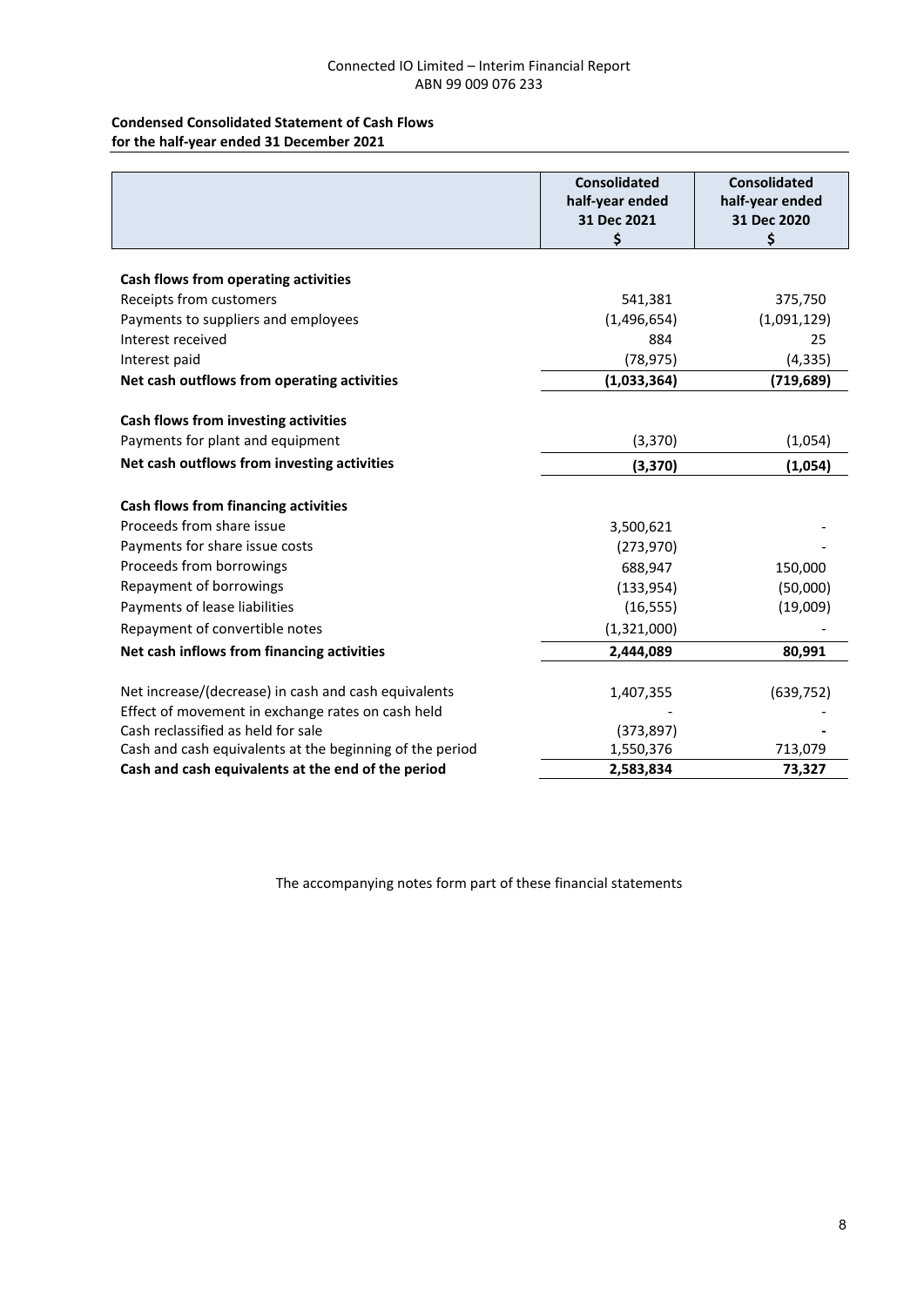**Condensed Consolidated Statement of Cash Flows**
**for the half-year ended 31 December 2021**

| | Consolidated half-year ended 31 Dec 2021 $ | Consolidated half-year ended 31 Dec 2020 $ |
|---|---|---|
| **Cash flows from operating activities** | | |
| Receipts from customers | 541,381 | 375,750 |
| Payments to suppliers and employees | (1,496,654) | (1,091,129) |
| Interest received | 884 | 25 |
| Interest paid | (78,975) | (4,335) |
| **Net cash outflows from operating activities** | **(1,033,364)** | **(719,689)** |
| **Cash flows from investing activities** | | |
| Payments for plant and equipment | (3,370) | (1,054) |
| **Net cash outflows from investing activities** | **(3,370)** | **(1,054)** |
| **Cash flows from financing activities** | | |
| Proceeds from share issue | 3,500,621 | - |
| Payments for share issue costs | (273,970) | - |
| Proceeds from borrowings | 688,947 | 150,000 |
| Repayment of borrowings | (133,954) | (50,000) |
| Payments of lease liabilities | (16,555) | (19,009) |
| Repayment of convertible notes | (1,321,000) | - |
| **Net cash inflows from financing activities** | **2,444,089** | **80,991** |
| Net increase/(decrease) in cash and cash equivalents | 1,407,355 | (639,752) |
| Effect of movement in exchange rates on cash held | - | - |
| Cash reclassified as held for sale | (373,897) | **-** |
| Cash and cash equivalents at the beginning of the period | 1,550,376 | 713,079 |
| **Cash and cash equivalents at the end of the period** | **2,583,834** | **73,327** |

The accompanying notes form part of these financial statements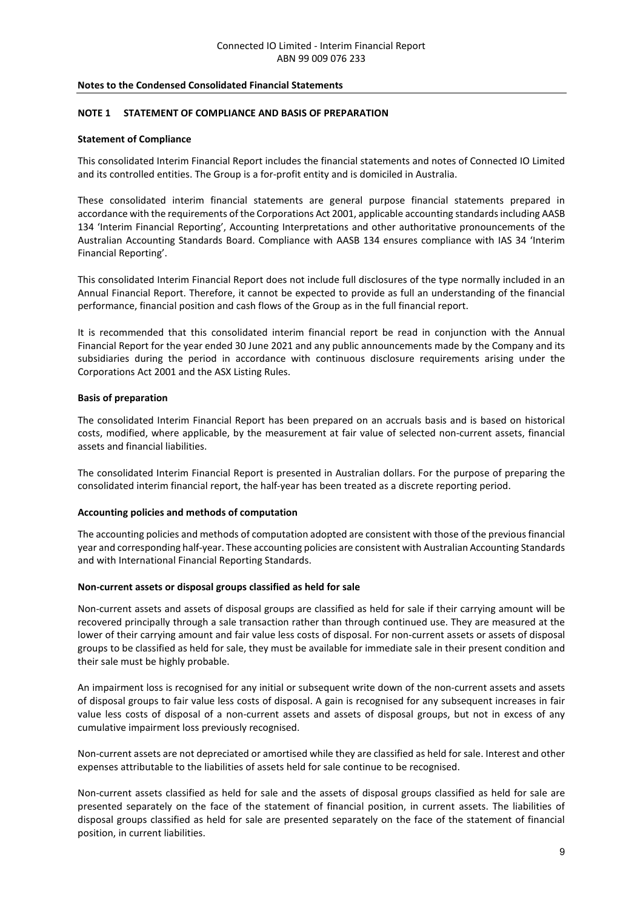## Notes to the Condensed Consolidated Financial Statements

### NOTE 1 STATEMENT OF COMPLIANCE AND BASIS OF PREPARATION

**Statement of Compliance**

This consolidated Interim Financial Report includes the financial statements and notes of Connected IO Limited and its controlled entities. The Group is a for-profit entity and is domiciled in Australia.

These consolidated interim financial statements are general purpose financial statements prepared in accordance with the requirements of the Corporations Act 2001, applicable accounting standards including AASB 134 'Interim Financial Reporting', Accounting Interpretations and other authoritative pronouncements of the Australian Accounting Standards Board. Compliance with AASB 134 ensures compliance with IAS 34 'Interim Financial Reporting'.

This consolidated Interim Financial Report does not include full disclosures of the type normally included in an Annual Financial Report. Therefore, it cannot be expected to provide as full an understanding of the financial performance, financial position and cash flows of the Group as in the full financial report.

It is recommended that this consolidated interim financial report be read in conjunction with the Annual Financial Report for the year ended 30 June 2021 and any public announcements made by the Company and its subsidiaries during the period in accordance with continuous disclosure requirements arising under the Corporations Act 2001 and the ASX Listing Rules.

**Basis of preparation**

The consolidated Interim Financial Report has been prepared on an accruals basis and is based on historical costs, modified, where applicable, by the measurement at fair value of selected non-current assets, financial assets and financial liabilities.

The consolidated Interim Financial Report is presented in Australian dollars. For the purpose of preparing the consolidated interim financial report, the half-year has been treated as a discrete reporting period.

**Accounting policies and methods of computation**

The accounting policies and methods of computation adopted are consistent with those of the previous financial year and corresponding half-year. These accounting policies are consistent with Australian Accounting Standards and with International Financial Reporting Standards.

**Non-current assets or disposal groups classified as held for sale**

Non-current assets and assets of disposal groups are classified as held for sale if their carrying amount will be recovered principally through a sale transaction rather than through continued use. They are measured at the lower of their carrying amount and fair value less costs of disposal. For non-current assets or assets of disposal groups to be classified as held for sale, they must be available for immediate sale in their present condition and their sale must be highly probable.

An impairment loss is recognised for any initial or subsequent write down of the non-current assets and assets of disposal groups to fair value less costs of disposal. A gain is recognised for any subsequent increases in fair value less costs of disposal of a non-current assets and assets of disposal groups, but not in excess of any cumulative impairment loss previously recognised.

Non-current assets are not depreciated or amortised while they are classified as held for sale. Interest and other expenses attributable to the liabilities of assets held for sale continue to be recognised.

Non-current assets classified as held for sale and the assets of disposal groups classified as held for sale are presented separately on the face of the statement of financial position, in current assets. The liabilities of disposal groups classified as held for sale are presented separately on the face of the statement of financial position, in current liabilities.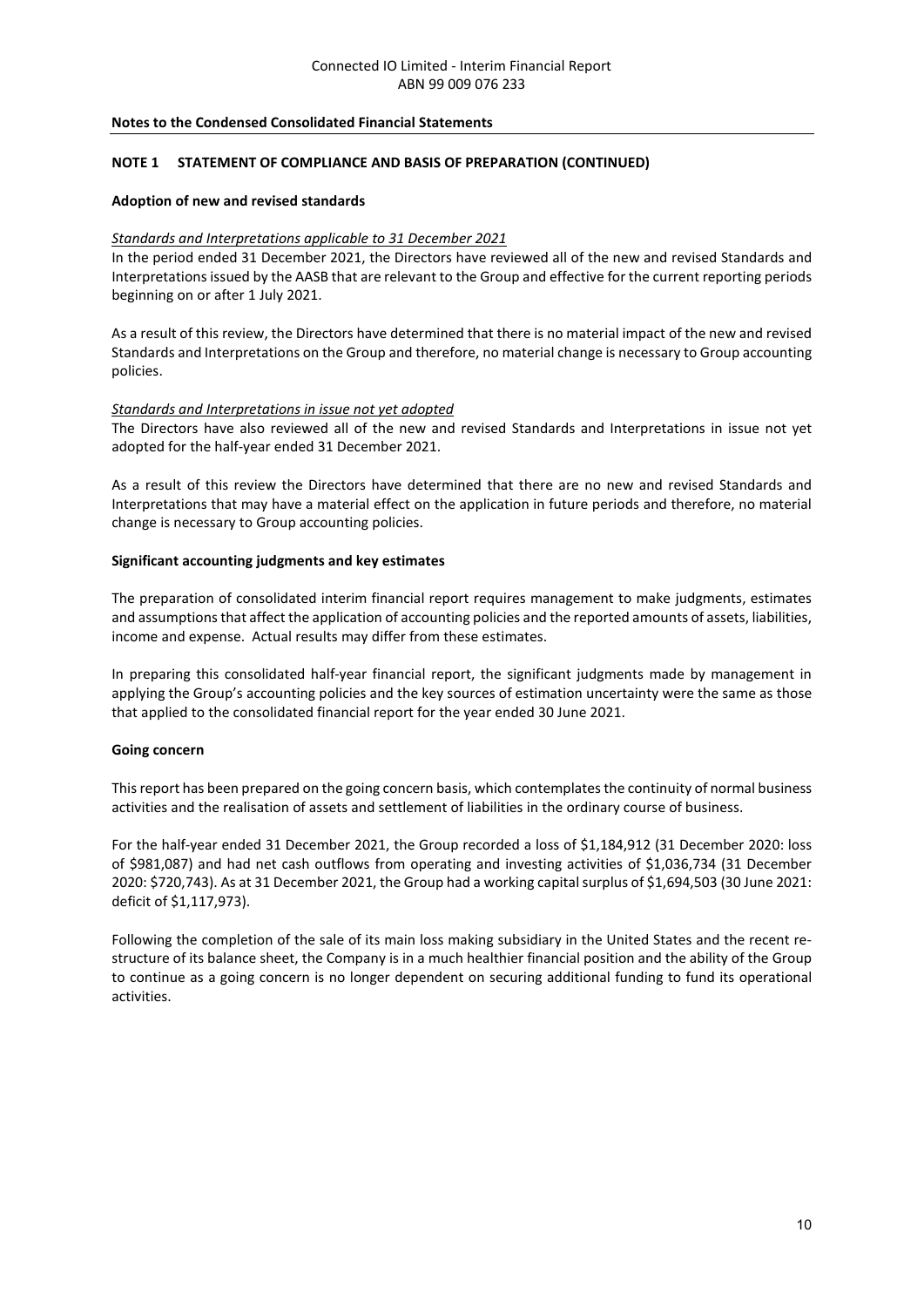## Notes to the Condensed Consolidated Financial Statements

### NOTE 1 STATEMENT OF COMPLIANCE AND BASIS OF PREPARATION (CONTINUED)

**Adoption of new and revised standards**

*Standards and Interpretations applicable to 31 December 2021*

In the period ended 31 December 2021, the Directors have reviewed all of the new and revised Standards and Interpretations issued by the AASB that are relevant to the Group and effective for the current reporting periods beginning on or after 1 July 2021.

As a result of this review, the Directors have determined that there is no material impact of the new and revised Standards and Interpretations on the Group and therefore, no material change is necessary to Group accounting policies.

*Standards and Interpretations in issue not yet adopted*

The Directors have also reviewed all of the new and revised Standards and Interpretations in issue not yet adopted for the half-year ended 31 December 2021.

As a result of this review the Directors have determined that there are no new and revised Standards and Interpretations that may have a material effect on the application in future periods and therefore, no material change is necessary to Group accounting policies.

**Significant accounting judgments and key estimates**

The preparation of consolidated interim financial report requires management to make judgments, estimates and assumptions that affect the application of accounting policies and the reported amounts of assets, liabilities, income and expense. Actual results may differ from these estimates.

In preparing this consolidated half-year financial report, the significant judgments made by management in applying the Group's accounting policies and the key sources of estimation uncertainty were the same as those that applied to the consolidated financial report for the year ended 30 June 2021.

**Going concern**

This report has been prepared on the going concern basis, which contemplates the continuity of normal business activities and the realisation of assets and settlement of liabilities in the ordinary course of business.

For the half-year ended 31 December 2021, the Group recorded a loss of $1,184,912 (31 December 2020: loss of $981,087) and had net cash outflows from operating and investing activities of $1,036,734 (31 December 2020: $720,743). As at 31 December 2021, the Group had a working capital surplus of $1,694,503 (30 June 2021: deficit of $1,117,973).

Following the completion of the sale of its main loss making subsidiary in the United States and the recent re-structure of its balance sheet, the Company is in a much healthier financial position and the ability of the Group to continue as a going concern is no longer dependent on securing additional funding to fund its operational activities.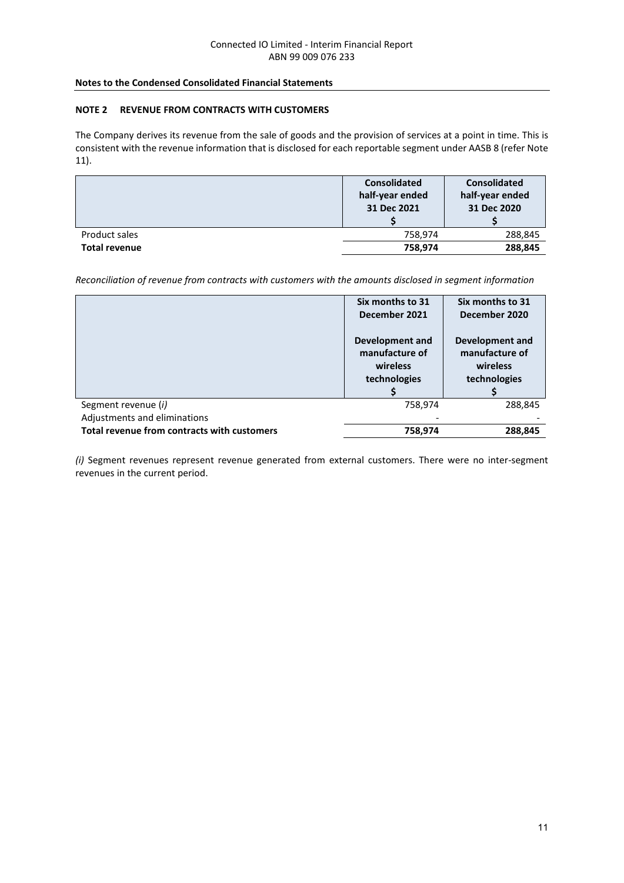## Notes to the Condensed Consolidated Financial Statements

### NOTE 2 REVENUE FROM CONTRACTS WITH CUSTOMERS

The Company derives its revenue from the sale of goods and the provision of services at a point in time. This is consistent with the revenue information that is disclosed for each reportable segment under AASB 8 (refer Note 11).

| | Consolidated half-year ended 31 Dec 2021 $ | Consolidated half-year ended 31 Dec 2020 $ |
|---|---|---|
| Product sales | 758,974 | 288,845 |
| **Total revenue** | **758,974** | **288,845** |

*Reconciliation of revenue from contracts with customers with the amounts disclosed in segment information*

| | Six months to 31 December 2021 | Six months to 31 December 2020 |
|---|---|---|
| | Development and manufacture of wireless technologies $ | Development and manufacture of wireless technologies $ |
| Segment revenue (*i*) | 758,974 | 288,845 |
| Adjustments and eliminations | - | - |
| **Total revenue from contracts with customers** | **758,974** | **288,845** |

*(i)* Segment revenues represent revenue generated from external customers. There were no inter-segment revenues in the current period.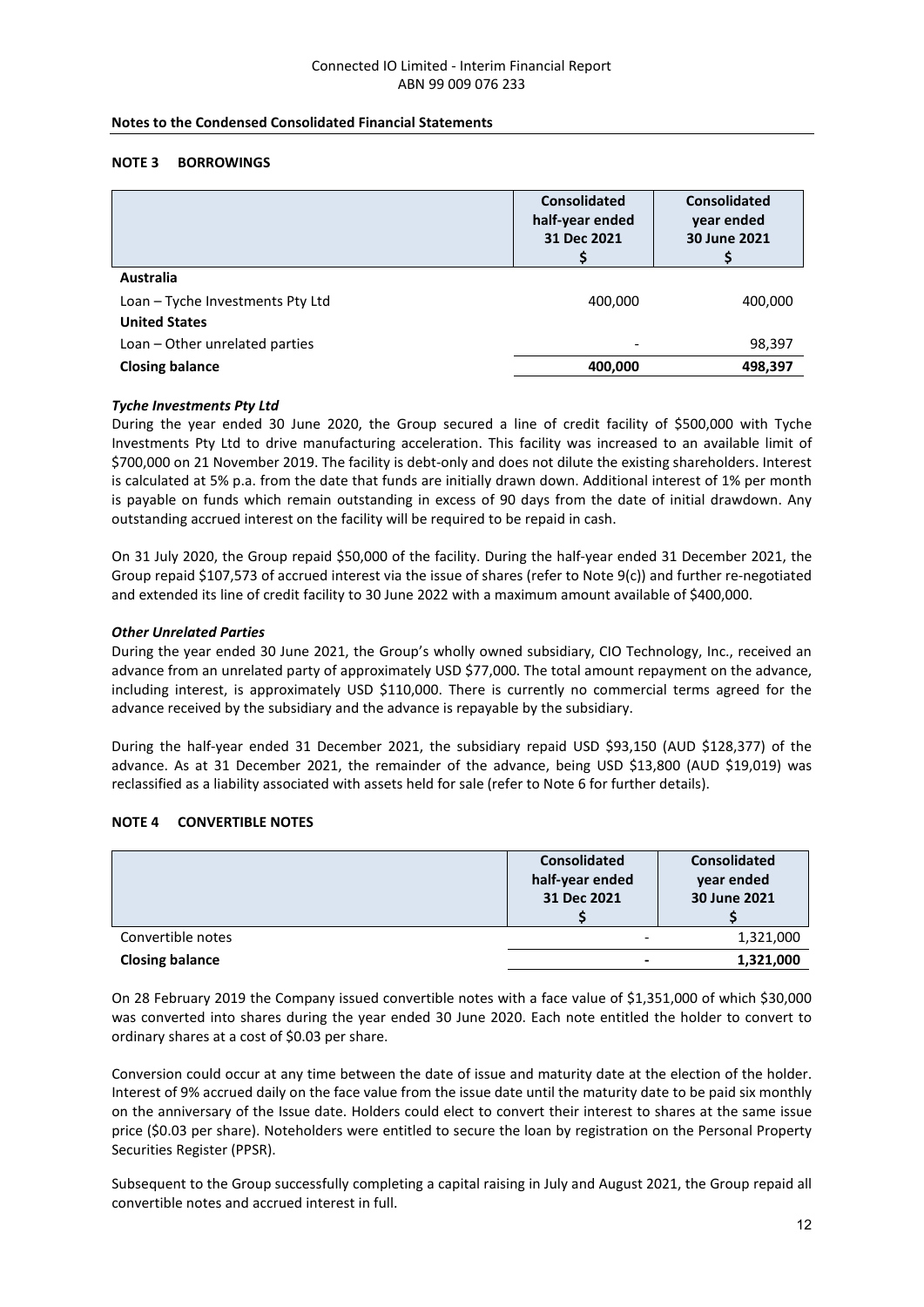**Notes to the Condensed Consolidated Financial Statements**

## NOTE 3 BORROWINGS

| | Consolidated half-year ended 31 Dec 2021 $ | Consolidated year ended 30 June 2021 $ |
|---|---|---|
| **Australia** | | |
| Loan – Tyche Investments Pty Ltd | 400,000 | 400,000 |
| **United States** | | |
| Loan – Other unrelated parties | - | 98,397 |
| **Closing balance** | **400,000** | **498,397** |

***Tyche Investments Pty Ltd***

During the year ended 30 June 2020, the Group secured a line of credit facility of $500,000 with Tyche Investments Pty Ltd to drive manufacturing acceleration. This facility was increased to an available limit of $700,000 on 21 November 2019. The facility is debt-only and does not dilute the existing shareholders. Interest is calculated at 5% p.a. from the date that funds are initially drawn down. Additional interest of 1% per month is payable on funds which remain outstanding in excess of 90 days from the date of initial drawdown. Any outstanding accrued interest on the facility will be required to be repaid in cash.

On 31 July 2020, the Group repaid $50,000 of the facility. During the half-year ended 31 December 2021, the Group repaid $107,573 of accrued interest via the issue of shares (refer to Note 9(c)) and further re-negotiated and extended its line of credit facility to 30 June 2022 with a maximum amount available of $400,000.

***Other Unrelated Parties***

During the year ended 30 June 2021, the Group's wholly owned subsidiary, CIO Technology, Inc., received an advance from an unrelated party of approximately USD $77,000. The total amount repayment on the advance, including interest, is approximately USD $110,000. There is currently no commercial terms agreed for the advance received by the subsidiary and the advance is repayable by the subsidiary.

During the half-year ended 31 December 2021, the subsidiary repaid USD $93,150 (AUD $128,377) of the advance. As at 31 December 2021, the remainder of the advance, being USD $13,800 (AUD $19,019) was reclassified as a liability associated with assets held for sale (refer to Note 6 for further details).

## NOTE 4 CONVERTIBLE NOTES

| | Consolidated half-year ended 31 Dec 2021 $ | Consolidated year ended 30 June 2021 $ |
|---|---|---|
| Convertible notes | - | 1,321,000 |
| **Closing balance** | **-** | **1,321,000** |

On 28 February 2019 the Company issued convertible notes with a face value of $1,351,000 of which $30,000 was converted into shares during the year ended 30 June 2020. Each note entitled the holder to convert to ordinary shares at a cost of $0.03 per share.

Conversion could occur at any time between the date of issue and maturity date at the election of the holder. Interest of 9% accrued daily on the face value from the issue date until the maturity date to be paid six monthly on the anniversary of the Issue date. Holders could elect to convert their interest to shares at the same issue price ($0.03 per share). Noteholders were entitled to secure the loan by registration on the Personal Property Securities Register (PPSR).

Subsequent to the Group successfully completing a capital raising in July and August 2021, the Group repaid all convertible notes and accrued interest in full.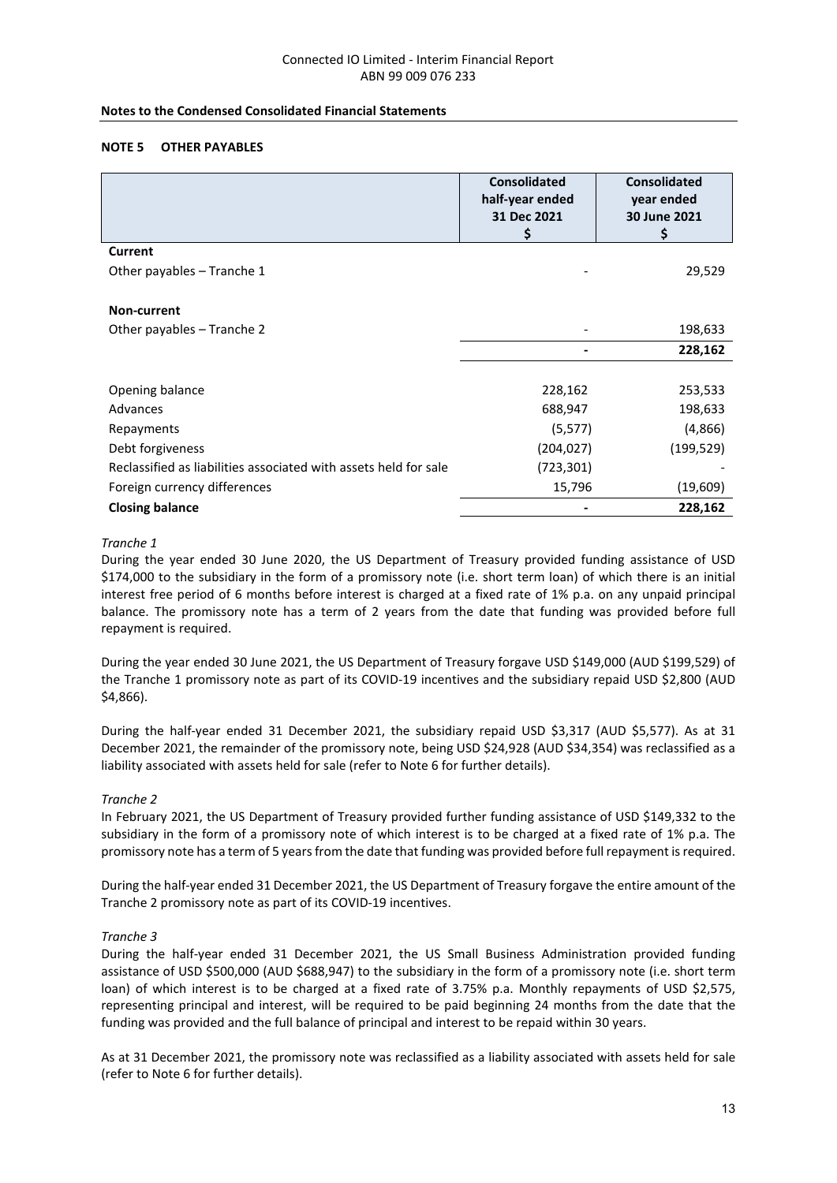**Notes to the Condensed Consolidated Financial Statements**

## NOTE 5 OTHER PAYABLES

| | Consolidated half-year ended 31 Dec 2021 $ | Consolidated year ended 30 June 2021 $ |
|---|---|---|
| **Current** | | |
| Other payables – Tranche 1 | - | 29,529 |
| | | |
| **Non-current** | | |
| Other payables – Tranche 2 | - | 198,633 |
| | **-** | **228,162** |
| | | |
| Opening balance | 228,162 | 253,533 |
| Advances | 688,947 | 198,633 |
| Repayments | (5,577) | (4,866) |
| Debt forgiveness | (204,027) | (199,529) |
| Reclassified as liabilities associated with assets held for sale | (723,301) | - |
| Foreign currency differences | 15,796 | (19,609) |
| **Closing balance** | **-** | **228,162** |

*Tranche 1*

During the year ended 30 June 2020, the US Department of Treasury provided funding assistance of USD $174,000 to the subsidiary in the form of a promissory note (i.e. short term loan) of which there is an initial interest free period of 6 months before interest is charged at a fixed rate of 1% p.a. on any unpaid principal balance. The promissory note has a term of 2 years from the date that funding was provided before full repayment is required.

During the year ended 30 June 2021, the US Department of Treasury forgave USD $149,000 (AUD $199,529) of the Tranche 1 promissory note as part of its COVID-19 incentives and the subsidiary repaid USD $2,800 (AUD $4,866).

During the half-year ended 31 December 2021, the subsidiary repaid USD $3,317 (AUD $5,577). As at 31 December 2021, the remainder of the promissory note, being USD $24,928 (AUD $34,354) was reclassified as a liability associated with assets held for sale (refer to Note 6 for further details).

*Tranche 2*

In February 2021, the US Department of Treasury provided further funding assistance of USD $149,332 to the subsidiary in the form of a promissory note of which interest is to be charged at a fixed rate of 1% p.a. The promissory note has a term of 5 years from the date that funding was provided before full repayment is required.

During the half-year ended 31 December 2021, the US Department of Treasury forgave the entire amount of the Tranche 2 promissory note as part of its COVID-19 incentives.

*Tranche 3*

During the half-year ended 31 December 2021, the US Small Business Administration provided funding assistance of USD $500,000 (AUD $688,947) to the subsidiary in the form of a promissory note (i.e. short term loan) of which interest is to be charged at a fixed rate of 3.75% p.a. Monthly repayments of USD $2,575, representing principal and interest, will be required to be paid beginning 24 months from the date that the funding was provided and the full balance of principal and interest to be repaid within 30 years.

As at 31 December 2021, the promissory note was reclassified as a liability associated with assets held for sale (refer to Note 6 for further details).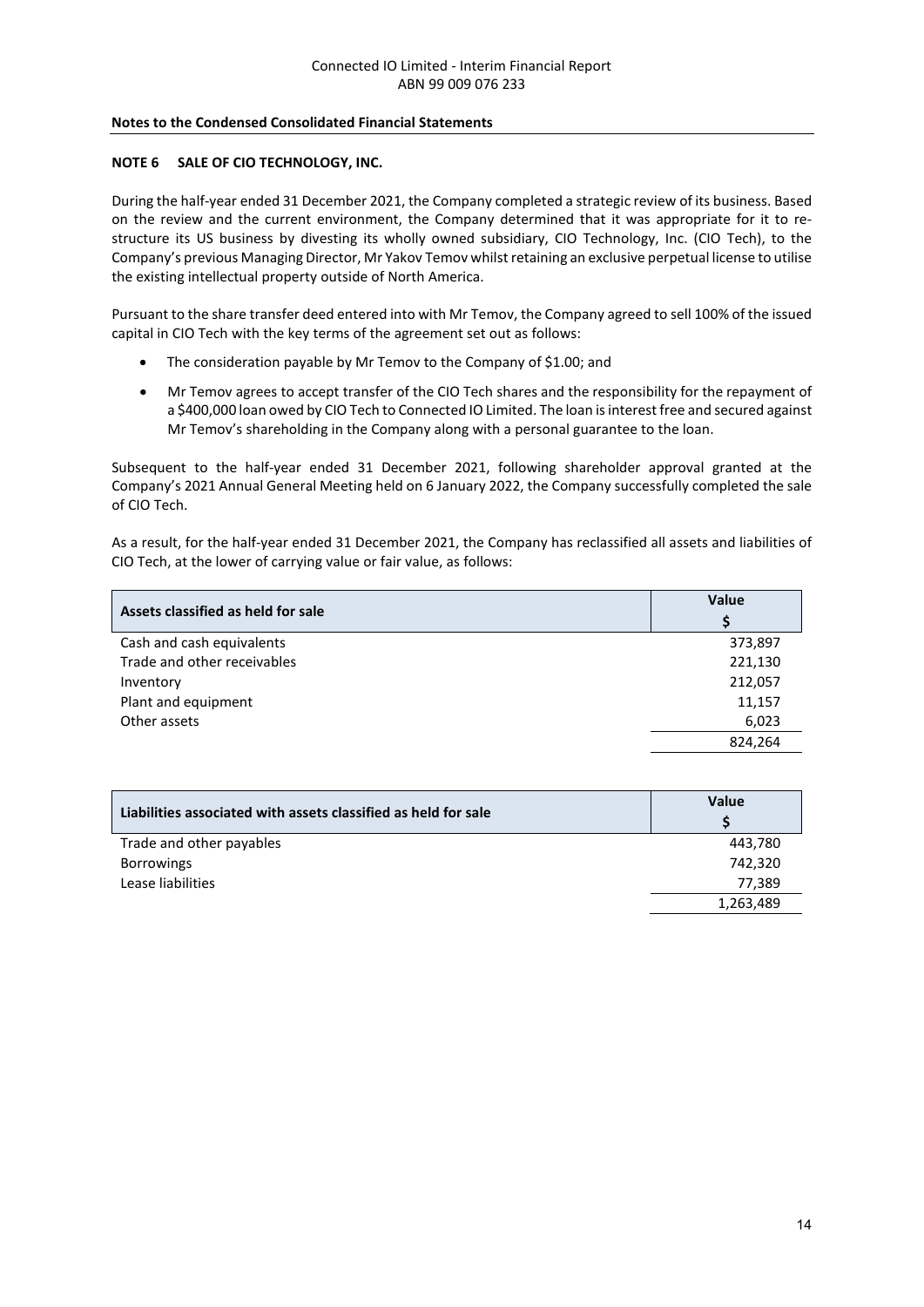**Notes to the Condensed Consolidated Financial Statements**

## NOTE 6 SALE OF CIO TECHNOLOGY, INC.

During the half-year ended 31 December 2021, the Company completed a strategic review of its business. Based on the review and the current environment, the Company determined that it was appropriate for it to re-structure its US business by divesting its wholly owned subsidiary, CIO Technology, Inc. (CIO Tech), to the Company's previous Managing Director, Mr Yakov Temov whilst retaining an exclusive perpetual license to utilise the existing intellectual property outside of North America.

Pursuant to the share transfer deed entered into with Mr Temov, the Company agreed to sell 100% of the issued capital in CIO Tech with the key terms of the agreement set out as follows:

- The consideration payable by Mr Temov to the Company of $1.00; and
- Mr Temov agrees to accept transfer of the CIO Tech shares and the responsibility for the repayment of a $400,000 loan owed by CIO Tech to Connected IO Limited. The loan is interest free and secured against Mr Temov's shareholding in the Company along with a personal guarantee to the loan.

Subsequent to the half-year ended 31 December 2021, following shareholder approval granted at the Company's 2021 Annual General Meeting held on 6 January 2022, the Company successfully completed the sale of CIO Tech.

As a result, for the half-year ended 31 December 2021, the Company has reclassified all assets and liabilities of CIO Tech, at the lower of carrying value or fair value, as follows:

| Assets classified as held for sale | Value $ |
|---|---|
| Cash and cash equivalents | 373,897 |
| Trade and other receivables | 221,130 |
| Inventory | 212,057 |
| Plant and equipment | 11,157 |
| Other assets | 6,023 |
| | 824,264 |

| Liabilities associated with assets classified as held for sale | Value $ |
|---|---|
| Trade and other payables | 443,780 |
| Borrowings | 742,320 |
| Lease liabilities | 77,389 |
| | 1,263,489 |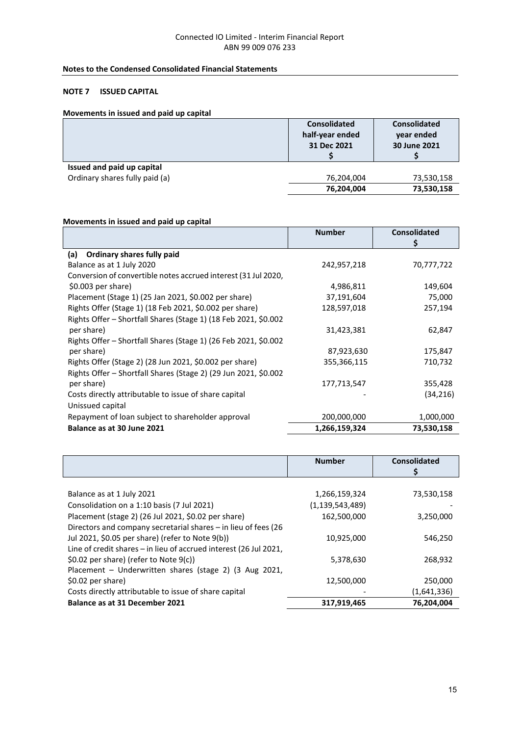**Notes to the Condensed Consolidated Financial Statements**

**NOTE 7 ISSUED CAPITAL**

**Movements in issued and paid up capital**

| | Consolidated half-year ended 31 Dec 2021 $ | Consolidated year ended 30 June 2021 $ |
|---|---|---|
| **Issued and paid up capital** | | |
| Ordinary shares fully paid (a) | 76,204,004 | 73,530,158 |
| | **76,204,004** | **73,530,158** |

**Movements in issued and paid up capital**

| | Number | Consolidated $ |
|---|---|---|
| **(a) Ordinary shares fully paid** | | |
| Balance as at 1 July 2020 | 242,957,218 | 70,777,722 |
| Conversion of convertible notes accrued interest (31 Jul 2020, $0.003 per share) | 4,986,811 | 149,604 |
| Placement (Stage 1) (25 Jan 2021, $0.002 per share) | 37,191,604 | 75,000 |
| Rights Offer (Stage 1) (18 Feb 2021, $0.002 per share) | 128,597,018 | 257,194 |
| Rights Offer – Shortfall Shares (Stage 1) (18 Feb 2021, $0.002 per share) | 31,423,381 | 62,847 |
| Rights Offer – Shortfall Shares (Stage 1) (26 Feb 2021, $0.002 per share) | 87,923,630 | 175,847 |
| Rights Offer (Stage 2) (28 Jun 2021, $0.002 per share) | 355,366,115 | 710,732 |
| Rights Offer – Shortfall Shares (Stage 2) (29 Jun 2021, $0.002 per share) | 177,713,547 | 355,428 |
| Costs directly attributable to issue of share capital | - | (34,216) |
| Unissued capital | | |
| Repayment of loan subject to shareholder approval | 200,000,000 | 1,000,000 |
| **Balance as at 30 June 2021** | **1,266,159,324** | **73,530,158** |

| | Number | Consolidated $ |
|---|---|---|
| Balance as at 1 July 2021 | 1,266,159,324 | 73,530,158 |
| Consolidation on a 1:10 basis (7 Jul 2021) | (1,139,543,489) | - |
| Placement (stage 2) (26 Jul 2021, $0.02 per share) | 162,500,000 | 3,250,000 |
| Directors and company secretarial shares – in lieu of fees (26 Jul 2021, $0.05 per share) (refer to Note 9(b)) | 10,925,000 | 546,250 |
| Line of credit shares – in lieu of accrued interest (26 Jul 2021, $0.02 per share) (refer to Note 9(c)) | 5,378,630 | 268,932 |
| Placement – Underwritten shares (stage 2) (3 Aug 2021, $0.02 per share) | 12,500,000 | 250,000 |
| Costs directly attributable to issue of share capital | - | (1,641,336) |
| **Balance as at 31 December 2021** | **317,919,465** | **76,204,004** |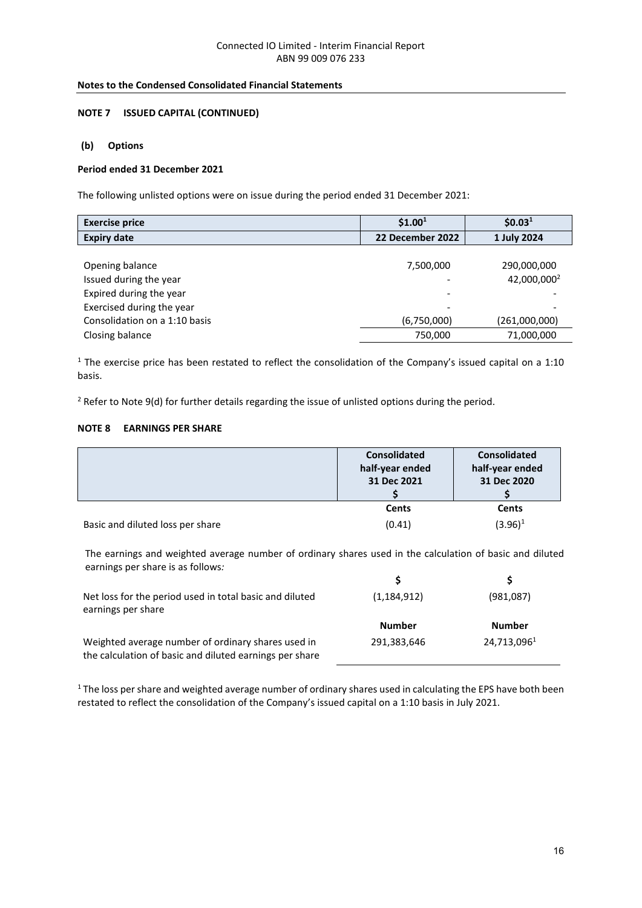**Notes to the Condensed Consolidated Financial Statements**

**NOTE 7 ISSUED CAPITAL (CONTINUED)**

**(b) Options**

**Period ended 31 December 2021**

The following unlisted options were on issue during the period ended 31 December 2021:

| **Exercise price** | **$1.00[1]** | **$0.03[1]** |
|---|---|---|
| **Expiry date** | **22 December 2022** | **1 July 2024** |
| Opening balance | 7,500,000 | 290,000,000 |
| Issued during the year | - | 42,000,000[2] |
| Expired during the year | - | - |
| Exercised during the year | - | - |
| Consolidation on a 1:10 basis | (6,750,000) | (261,000,000) |
| Closing balance | 750,000 | 71,000,000 |

[1] The exercise price has been restated to reflect the consolidation of the Company's issued capital on a 1:10 basis.

[2] Refer to Note 9(d) for further details regarding the issue of unlisted options during the period.

**NOTE 8 EARNINGS PER SHARE**

| | **Consolidated half-year ended 31 Dec 2021 $** | **Consolidated half-year ended 31 Dec 2020 $** |
|---|---|---|
| | **Cents** | **Cents** |
| Basic and diluted loss per share | (0.41) | (3.96)[1] |

The earnings and weighted average number of ordinary shares used in the calculation of basic and diluted earnings per share is as follows*:*

| | **$** | **$** |
|---|---|---|
| Net loss for the period used in total basic and diluted earnings per share | (1,184,912) | (981,087) |
| | **Number** | **Number** |
| Weighted average number of ordinary shares used in the calculation of basic and diluted earnings per share | 291,383,646 | 24,713,096[1] |

[1] The loss per share and weighted average number of ordinary shares used in calculating the EPS have both been restated to reflect the consolidation of the Company's issued capital on a 1:10 basis in July 2021.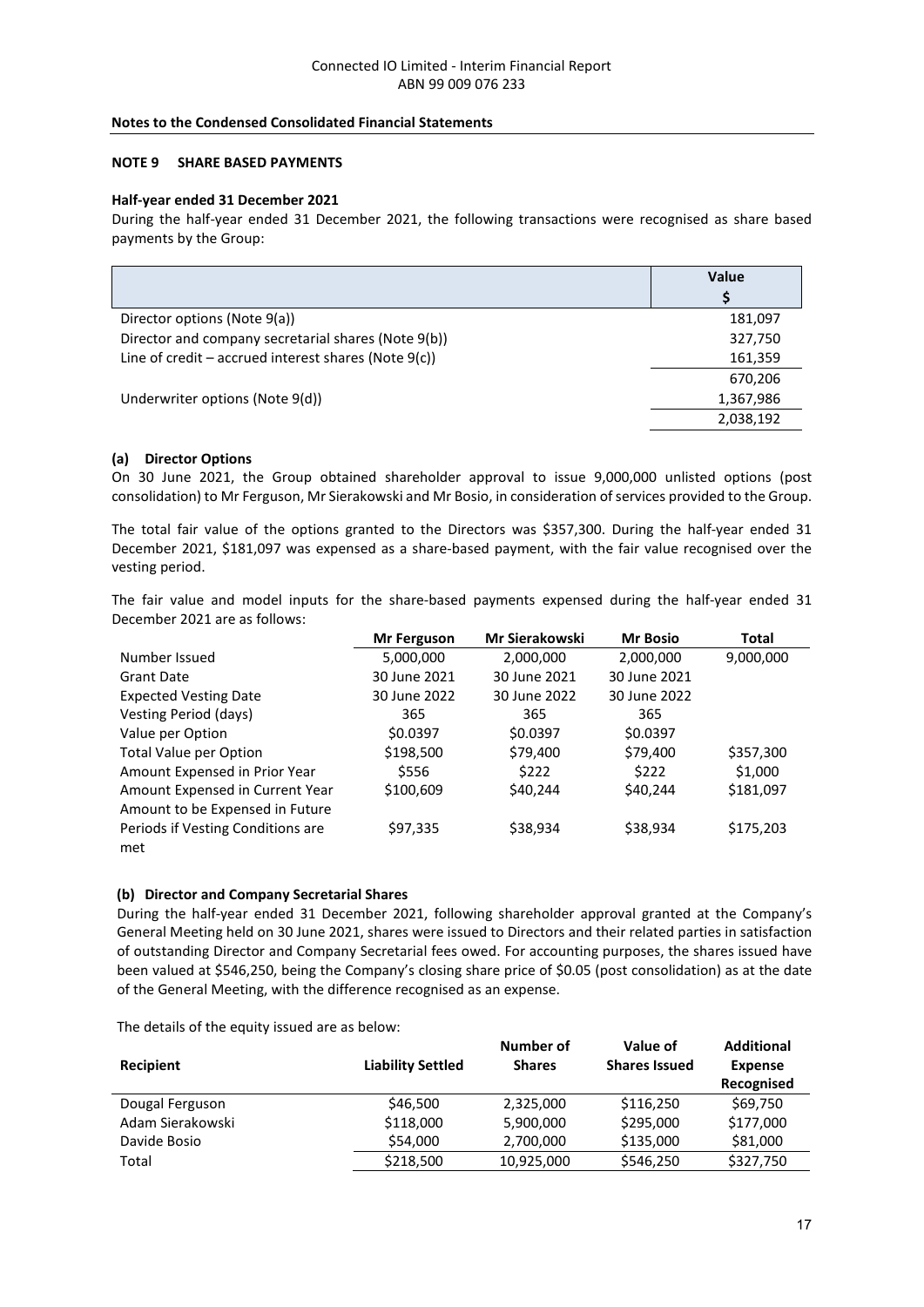**Notes to the Condensed Consolidated Financial Statements**

## NOTE 9 SHARE BASED PAYMENTS

**Half-year ended 31 December 2021**

During the half-year ended 31 December 2021, the following transactions were recognised as share based payments by the Group:

| | Value $ |
|---|---|
| Director options (Note 9(a)) | 181,097 |
| Director and company secretarial shares (Note 9(b)) | 327,750 |
| Line of credit – accrued interest shares (Note 9(c)) | 161,359 |
| | 670,206 |
| Underwriter options (Note 9(d)) | 1,367,986 |
| | 2,038,192 |

### (a) Director Options

On 30 June 2021, the Group obtained shareholder approval to issue 9,000,000 unlisted options (post consolidation) to Mr Ferguson, Mr Sierakowski and Mr Bosio, in consideration of services provided to the Group.

The total fair value of the options granted to the Directors was $357,300. During the half-year ended 31 December 2021, $181,097 was expensed as a share-based payment, with the fair value recognised over the vesting period.

The fair value and model inputs for the share-based payments expensed during the half-year ended 31 December 2021 are as follows:

| | Mr Ferguson | Mr Sierakowski | Mr Bosio | Total |
|---|---|---|---|---|
| Number Issued | 5,000,000 | 2,000,000 | 2,000,000 | 9,000,000 |
| Grant Date | 30 June 2021 | 30 June 2021 | 30 June 2021 | |
| Expected Vesting Date | 30 June 2022 | 30 June 2022 | 30 June 2022 | |
| Vesting Period (days) | 365 | 365 | 365 | |
| Value per Option | $0.0397 | $0.0397 | $0.0397 | |
| Total Value per Option | $198,500 | $79,400 | $79,400 | $357,300 |
| Amount Expensed in Prior Year | $556 | $222 | $222 | $1,000 |
| Amount Expensed in Current Year | $100,609 | $40,244 | $40,244 | $181,097 |
| Amount to be Expensed in Future Periods if Vesting Conditions are met | $97,335 | $38,934 | $38,934 | $175,203 |

### (b) Director and Company Secretarial Shares

During the half-year ended 31 December 2021, following shareholder approval granted at the Company's General Meeting held on 30 June 2021, shares were issued to Directors and their related parties in satisfaction of outstanding Director and Company Secretarial fees owed. For accounting purposes, the shares issued have been valued at $546,250, being the Company's closing share price of $0.05 (post consolidation) as at the date of the General Meeting, with the difference recognised as an expense.

The details of the equity issued are as below:

| Recipient | Liability Settled | Number of Shares | Value of Shares Issued | Additional Expense Recognised |
|---|---|---|---|---|
| Dougal Ferguson | $46,500 | 2,325,000 | $116,250 | $69,750 |
| Adam Sierakowski | $118,000 | 5,900,000 | $295,000 | $177,000 |
| Davide Bosio | $54,000 | 2,700,000 | $135,000 | $81,000 |
| Total | $218,500 | 10,925,000 | $546,250 | $327,750 |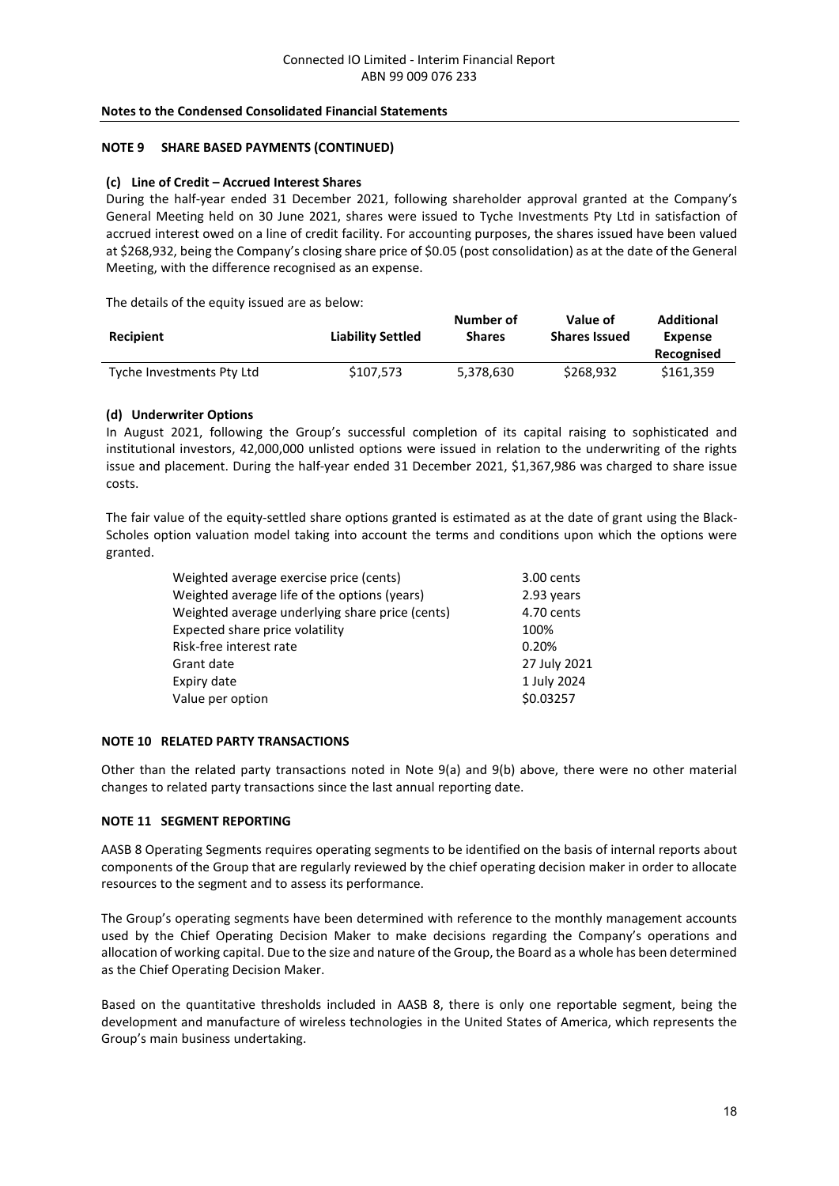**Notes to the Condensed Consolidated Financial Statements**

**NOTE 9 SHARE BASED PAYMENTS (CONTINUED)**

**(c) Line of Credit – Accrued Interest Shares**

During the half-year ended 31 December 2021, following shareholder approval granted at the Company's General Meeting held on 30 June 2021, shares were issued to Tyche Investments Pty Ltd in satisfaction of accrued interest owed on a line of credit facility. For accounting purposes, the shares issued have been valued at \$268,932, being the Company's closing share price of \$0.05 (post consolidation) as at the date of the General Meeting, with the difference recognised as an expense.

The details of the equity issued are as below:

| Recipient | Liability Settled | Number of Shares | Value of Shares Issued | Additional Expense Recognised |
|---|---|---|---|---|
| Tyche Investments Pty Ltd | \$107,573 | 5,378,630 | \$268,932 | \$161,359 |

**(d) Underwriter Options**

In August 2021, following the Group's successful completion of its capital raising to sophisticated and institutional investors, 42,000,000 unlisted options were issued in relation to the underwriting of the rights issue and placement. During the half-year ended 31 December 2021, \$1,367,986 was charged to share issue costs.

The fair value of the equity-settled share options granted is estimated as at the date of grant using the Black-Scholes option valuation model taking into account the terms and conditions upon which the options were granted.

| | |
|---|---|
| Weighted average exercise price (cents) | 3.00 cents |
| Weighted average life of the options (years) | 2.93 years |
| Weighted average underlying share price (cents) | 4.70 cents |
| Expected share price volatility | 100% |
| Risk-free interest rate | 0.20% |
| Grant date | 27 July 2021 |
| Expiry date | 1 July 2024 |
| Value per option | \$0.03257 |

**NOTE 10 RELATED PARTY TRANSACTIONS**

Other than the related party transactions noted in Note 9(a) and 9(b) above, there were no other material changes to related party transactions since the last annual reporting date.

**NOTE 11 SEGMENT REPORTING**

AASB 8 Operating Segments requires operating segments to be identified on the basis of internal reports about components of the Group that are regularly reviewed by the chief operating decision maker in order to allocate resources to the segment and to assess its performance.

The Group's operating segments have been determined with reference to the monthly management accounts used by the Chief Operating Decision Maker to make decisions regarding the Company's operations and allocation of working capital. Due to the size and nature of the Group, the Board as a whole has been determined as the Chief Operating Decision Maker.

Based on the quantitative thresholds included in AASB 8, there is only one reportable segment, being the development and manufacture of wireless technologies in the United States of America, which represents the Group's main business undertaking.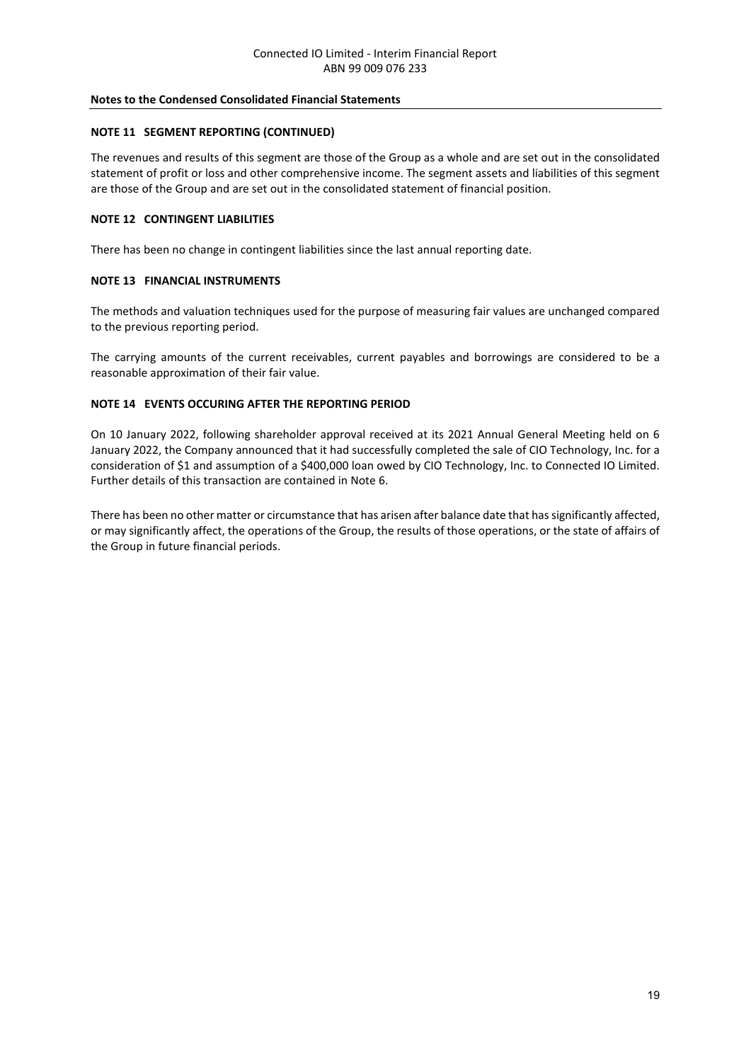**Notes to the Condensed Consolidated Financial Statements**

**NOTE 11 SEGMENT REPORTING (CONTINUED)**

The revenues and results of this segment are those of the Group as a whole and are set out in the consolidated statement of profit or loss and other comprehensive income. The segment assets and liabilities of this segment are those of the Group and are set out in the consolidated statement of financial position.

**NOTE 12 CONTINGENT LIABILITIES**

There has been no change in contingent liabilities since the last annual reporting date.

**NOTE 13 FINANCIAL INSTRUMENTS**

The methods and valuation techniques used for the purpose of measuring fair values are unchanged compared to the previous reporting period.

The carrying amounts of the current receivables, current payables and borrowings are considered to be a reasonable approximation of their fair value.

**NOTE 14 EVENTS OCCURING AFTER THE REPORTING PERIOD**

On 10 January 2022, following shareholder approval received at its 2021 Annual General Meeting held on 6 January 2022, the Company announced that it had successfully completed the sale of CIO Technology, Inc. for a consideration of $1 and assumption of a $400,000 loan owed by CIO Technology, Inc. to Connected IO Limited. Further details of this transaction are contained in Note 6.

There has been no other matter or circumstance that has arisen after balance date that has significantly affected, or may significantly affect, the operations of the Group, the results of those operations, or the state of affairs of the Group in future financial periods.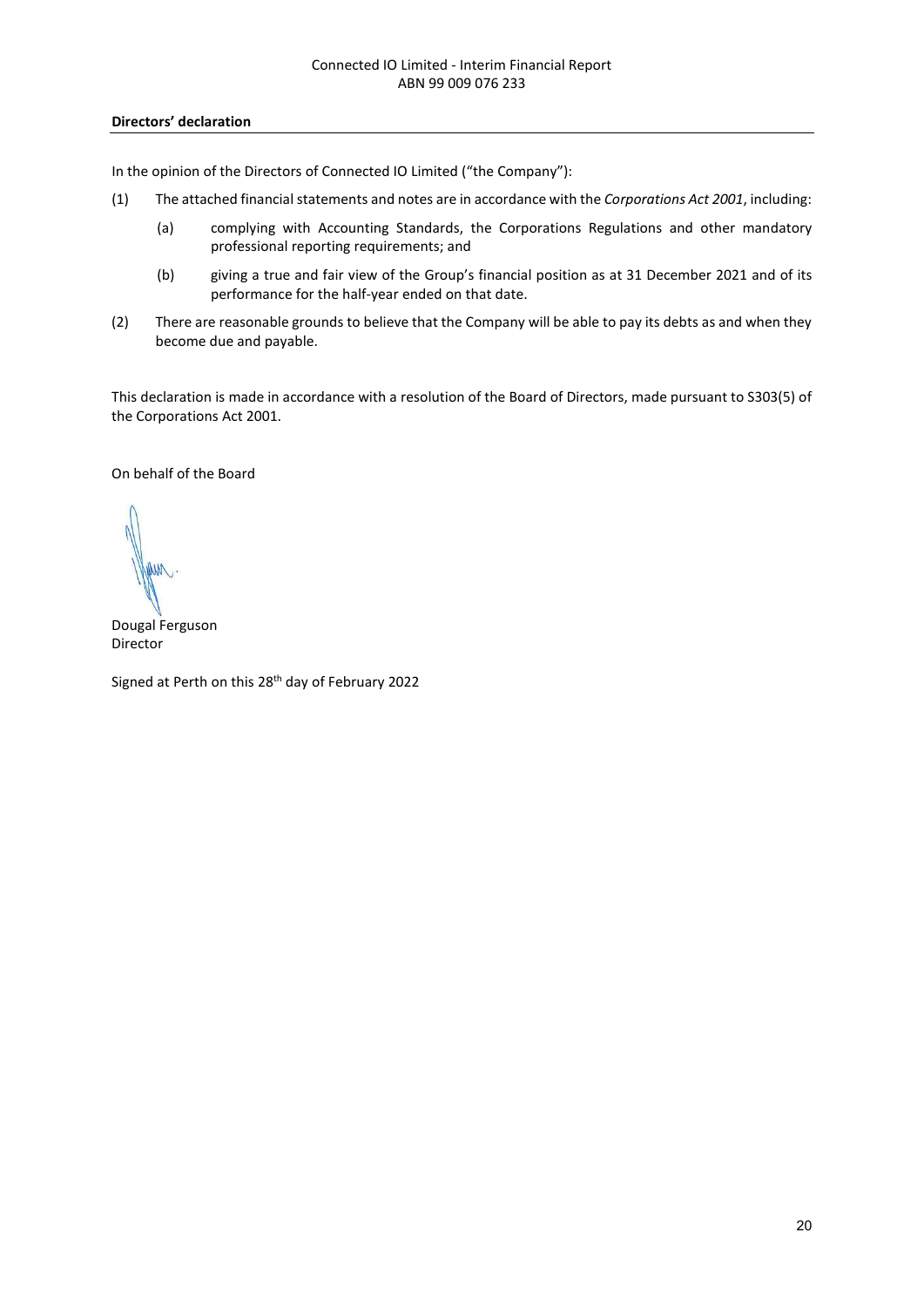**Directors' declaration**

In the opinion of the Directors of Connected IO Limited ("the Company"):

(1) The attached financial statements and notes are in accordance with the *Corporations Act 2001*, including:

  (a) complying with Accounting Standards, the Corporations Regulations and other mandatory professional reporting requirements; and

  (b) giving a true and fair view of the Group's financial position as at 31 December 2021 and of its performance for the half-year ended on that date.

(2) There are reasonable grounds to believe that the Company will be able to pay its debts as and when they become due and payable.

This declaration is made in accordance with a resolution of the Board of Directors, made pursuant to S303(5) of the Corporations Act 2001.

On behalf of the Board

Dougal Ferguson
Director

Signed at Perth on this 28th day of February 2022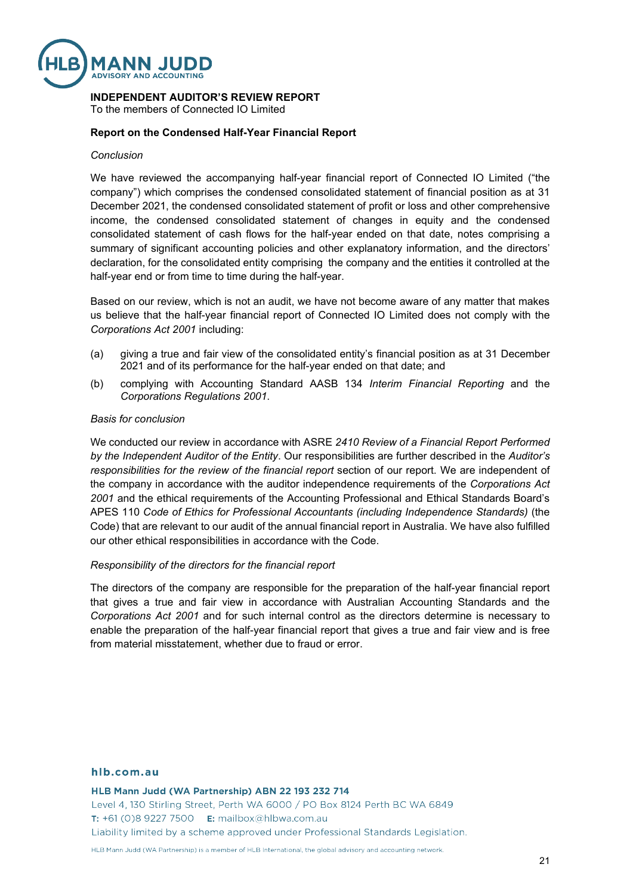**INDEPENDENT AUDITOR'S REVIEW REPORT**
To the members of Connected IO Limited

**Report on the Condensed Half-Year Financial Report**

*Conclusion*

We have reviewed the accompanying half-year financial report of Connected IO Limited ("the company") which comprises the condensed consolidated statement of financial position as at 31 December 2021, the condensed consolidated statement of profit or loss and other comprehensive income, the condensed consolidated statement of changes in equity and the condensed consolidated statement of cash flows for the half-year ended on that date, notes comprising a summary of significant accounting policies and other explanatory information, and the directors' declaration, for the consolidated entity comprising the company and the entities it controlled at the half-year end or from time to time during the half-year.

Based on our review, which is not an audit, we have not become aware of any matter that makes us believe that the half-year financial report of Connected IO Limited does not comply with the *Corporations Act 2001* including:

(a) giving a true and fair view of the consolidated entity's financial position as at 31 December 2021 and of its performance for the half-year ended on that date; and

(b) complying with Accounting Standard AASB 134 *Interim Financial Reporting* and the *Corporations Regulations 2001*.

*Basis for conclusion*

We conducted our review in accordance with ASRE *2410 Review of a Financial Report Performed by the Independent Auditor of the Entity*. Our responsibilities are further described in the *Auditor's responsibilities for the review of the financial report* section of our report. We are independent of the company in accordance with the auditor independence requirements of the *Corporations Act 2001* and the ethical requirements of the Accounting Professional and Ethical Standards Board's APES 110 *Code of Ethics for Professional Accountants (including Independence Standards)* (the Code) that are relevant to our audit of the annual financial report in Australia. We have also fulfilled our other ethical responsibilities in accordance with the Code.

*Responsibility of the directors for the financial report*

The directors of the company are responsible for the preparation of the half-year financial report that gives a true and fair view in accordance with Australian Accounting Standards and the *Corporations Act 2001* and for such internal control as the directors determine is necessary to enable the preparation of the half-year financial report that gives a true and fair view and is free from material misstatement, whether due to fraud or error.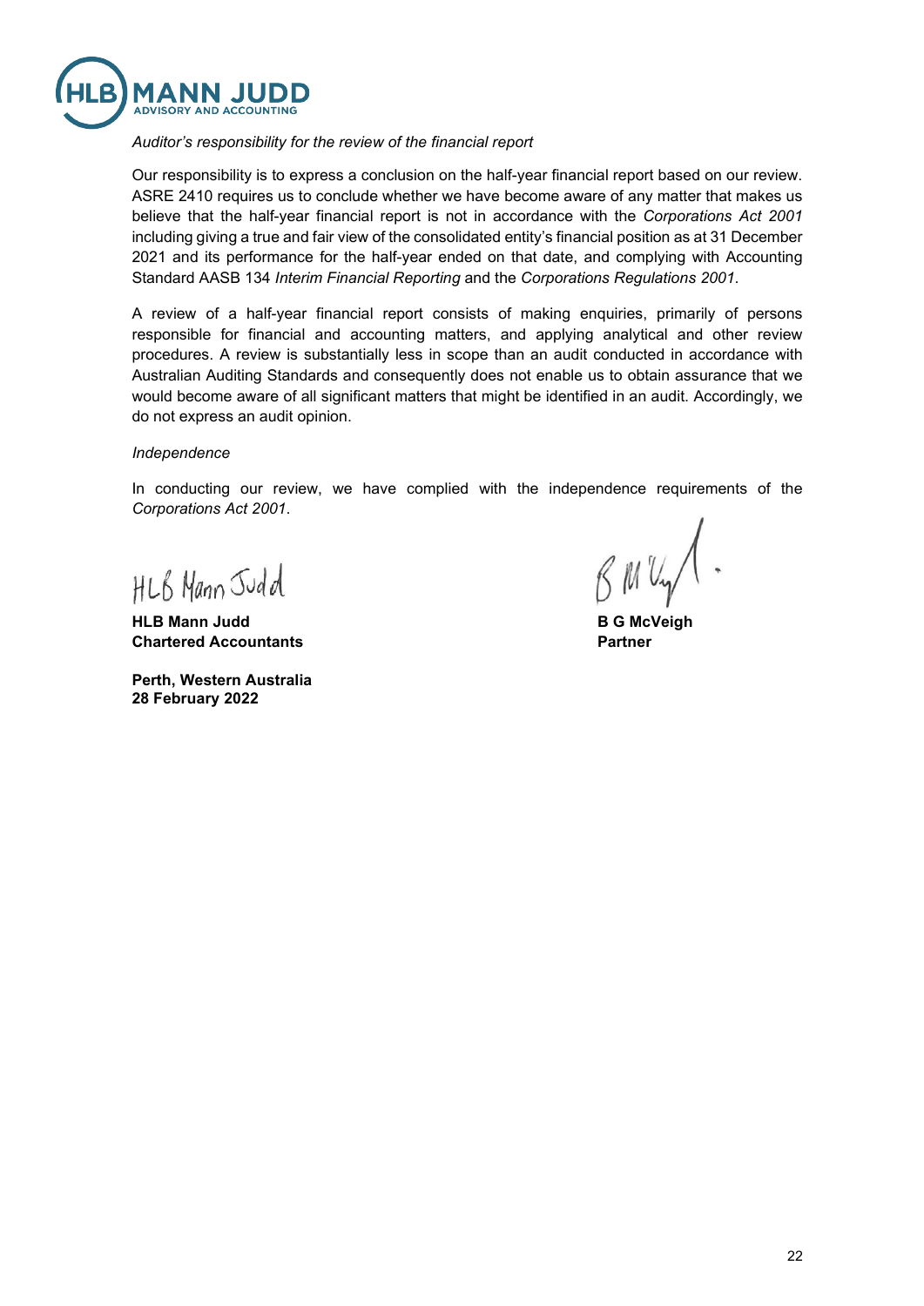*Auditor's responsibility for the review of the financial report*

Our responsibility is to express a conclusion on the half-year financial report based on our review. ASRE 2410 requires us to conclude whether we have become aware of any matter that makes us believe that the half-year financial report is not in accordance with the *Corporations Act 2001* including giving a true and fair view of the consolidated entity's financial position as at 31 December 2021 and its performance for the half-year ended on that date, and complying with Accounting Standard AASB 134 *Interim Financial Reporting* and the *Corporations Regulations 2001*.

A review of a half-year financial report consists of making enquiries, primarily of persons responsible for financial and accounting matters, and applying analytical and other review procedures. A review is substantially less in scope than an audit conducted in accordance with Australian Auditing Standards and consequently does not enable us to obtain assurance that we would become aware of all significant matters that might be identified in an audit. Accordingly, we do not express an audit opinion.

*Independence*

In conducting our review, we have complied with the independence requirements of the *Corporations Act 2001*.

**HLB Mann Judd**
**Chartered Accountants**

**Perth, Western Australia**
**28 February 2022**

**B G McVeigh**
**Partner**